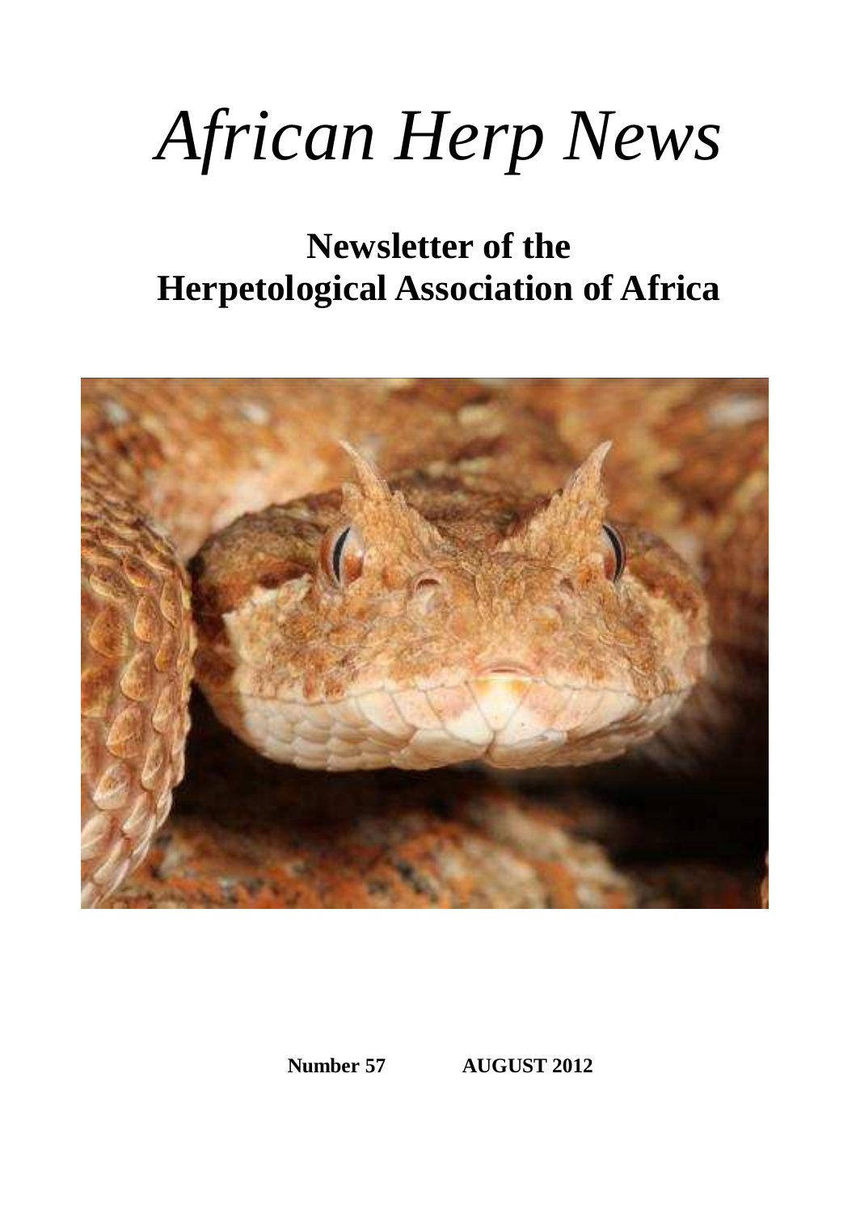# *African Herp News*

## Newsletter of the Herpetological Association of Africa

**Number 57 AUGUST 2012**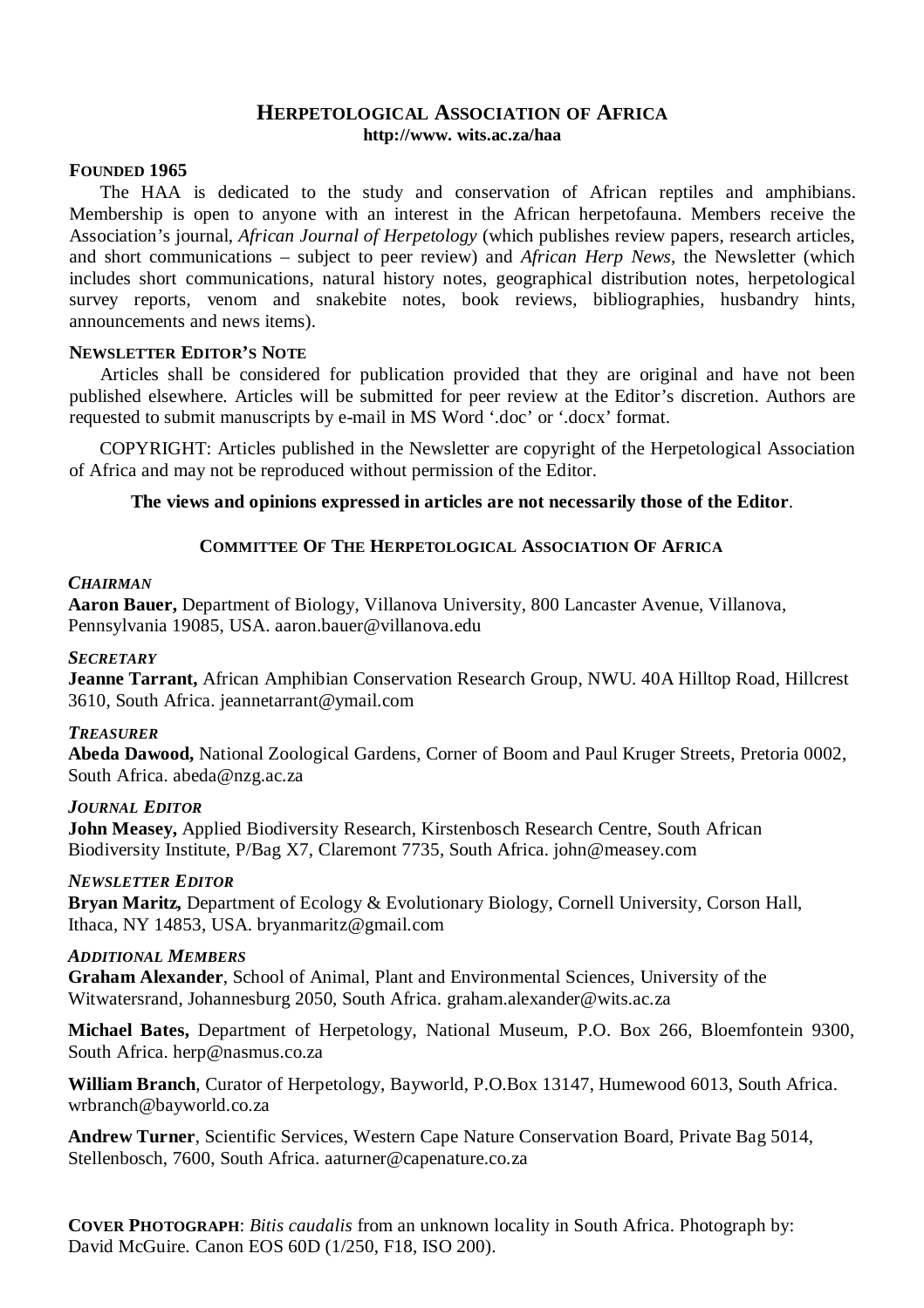# HERPETOLOGICAL ASSOCIATION OF AFRICA

**http://www. wits.ac.za/haa**

## FOUNDED 1965

The HAA is dedicated to the study and conservation of African reptiles and amphibians. Membership is open to anyone with an interest in the African herpetofauna. Members receive the Association's journal, *African Journal of Herpetology* (which publishes review papers, research articles, and short communications – subject to peer review) and *African Herp News*, the Newsletter (which includes short communications, natural history notes, geographical distribution notes, herpetological survey reports, venom and snakebite notes, book reviews, bibliographies, husbandry hints, announcements and news items).

## NEWSLETTER EDITOR'S NOTE

Articles shall be considered for publication provided that they are original and have not been published elsewhere. Articles will be submitted for peer review at the Editor's discretion. Authors are requested to submit manuscripts by e-mail in MS Word '.doc' or '.docx' format.

COPYRIGHT: Articles published in the Newsletter are copyright of the Herpetological Association of Africa and may not be reproduced without permission of the Editor.

**The views and opinions expressed in articles are not necessarily those of the Editor**.

## COMMITTEE OF THE HERPETOLOGICAL ASSOCIATION OF AFRICA

***CHAIRMAN***

**Aaron Bauer,** Department of Biology, Villanova University, 800 Lancaster Avenue, Villanova, Pennsylvania 19085, USA. aaron.bauer@villanova.edu

***SECRETARY***

**Jeanne Tarrant,** African Amphibian Conservation Research Group, NWU. 40A Hilltop Road, Hillcrest 3610, South Africa. jeannetarrant@ymail.com

***TREASURER***

**Abeda Dawood,** National Zoological Gardens, Corner of Boom and Paul Kruger Streets, Pretoria 0002, South Africa. abeda@nzg.ac.za

***JOURNAL EDITOR***

**John Measey,** Applied Biodiversity Research, Kirstenbosch Research Centre, South African Biodiversity Institute, P/Bag X7, Claremont 7735, South Africa. john@measey.com

***NEWSLETTER EDITOR***

**Bryan Maritz,** Department of Ecology & Evolutionary Biology, Cornell University, Corson Hall, Ithaca, NY 14853, USA. bryanmaritz@gmail.com

***ADDITIONAL MEMBERS***

**Graham Alexander**, School of Animal, Plant and Environmental Sciences, University of the Witwatersrand, Johannesburg 2050, South Africa. graham.alexander@wits.ac.za

**Michael Bates,** Department of Herpetology, National Museum, P.O. Box 266, Bloemfontein 9300, South Africa. herp@nasmus.co.za

**William Branch**, Curator of Herpetology, Bayworld, P.O.Box 13147, Humewood 6013, South Africa. wrbranch@bayworld.co.za

**Andrew Turner**, Scientific Services, Western Cape Nature Conservation Board, Private Bag 5014, Stellenbosch, 7600, South Africa. aaturner@capenature.co.za

**COVER PHOTOGRAPH**: *Bitis caudalis* from an unknown locality in South Africa. Photograph by: David McGuire. Canon EOS 60D (1/250, F18, ISO 200).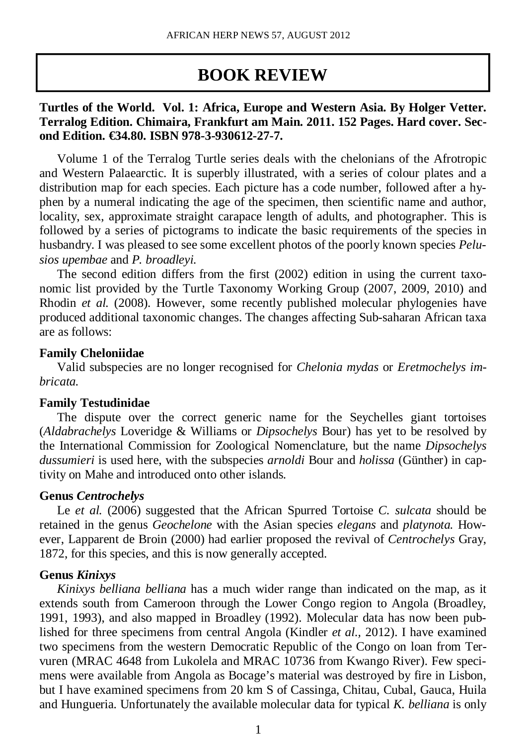# BOOK REVIEW

**Turtles of the World. Vol. 1: Africa, Europe and Western Asia. By Holger Vetter. Terralog Edition. Chimaira, Frankfurt am Main. 2011. 152 Pages. Hard cover. Second Edition. €34.80. ISBN 978-3-930612-27-7.**

Volume 1 of the Terralog Turtle series deals with the chelonians of the Afrotropic and Western Palaearctic. It is superbly illustrated, with a series of colour plates and a distribution map for each species. Each picture has a code number, followed after a hyphen by a numeral indicating the age of the specimen, then scientific name and author, locality, sex, approximate straight carapace length of adults, and photographer. This is followed by a series of pictograms to indicate the basic requirements of the species in husbandry. I was pleased to see some excellent photos of the poorly known species *Pelusios upembae* and *P. broadleyi.*

The second edition differs from the first (2002) edition in using the current taxonomic list provided by the Turtle Taxonomy Working Group (2007, 2009, 2010) and Rhodin *et al.* (2008). However, some recently published molecular phylogenies have produced additional taxonomic changes. The changes affecting Sub-saharan African taxa are as follows:

**Family Cheloniidae**

Valid subspecies are no longer recognised for *Chelonia mydas* or *Eretmochelys imbricata.*

**Family Testudinidae**

The dispute over the correct generic name for the Seychelles giant tortoises (*Aldabrachelys* Loveridge & Williams or *Dipsochelys* Bour) has yet to be resolved by the International Commission for Zoological Nomenclature, but the name *Dipsochelys dussumieri* is used here, with the subspecies *arnoldi* Bour and *holissa* (Günther) in captivity on Mahe and introduced onto other islands.

**Genus *Centrochelys***

Le *et al.* (2006) suggested that the African Spurred Tortoise *C. sulcata* should be retained in the genus *Geochelone* with the Asian species *elegans* and *platynota.* However, Lapparent de Broin (2000) had earlier proposed the revival of *Centrochelys* Gray, 1872, for this species, and this is now generally accepted.

**Genus *Kinixys***

*Kinixys belliana belliana* has a much wider range than indicated on the map, as it extends south from Cameroon through the Lower Congo region to Angola (Broadley, 1991, 1993), and also mapped in Broadley (1992). Molecular data has now been published for three specimens from central Angola (Kindler *et al.,* 2012). I have examined two specimens from the western Democratic Republic of the Congo on loan from Tervuren (MRAC 4648 from Lukolela and MRAC 10736 from Kwango River). Few specimens were available from Angola as Bocage's material was destroyed by fire in Lisbon, but I have examined specimens from 20 km S of Cassinga, Chitau, Cubal, Gauca, Huila and Hungueria. Unfortunately the available molecular data for typical *K. belliana* is only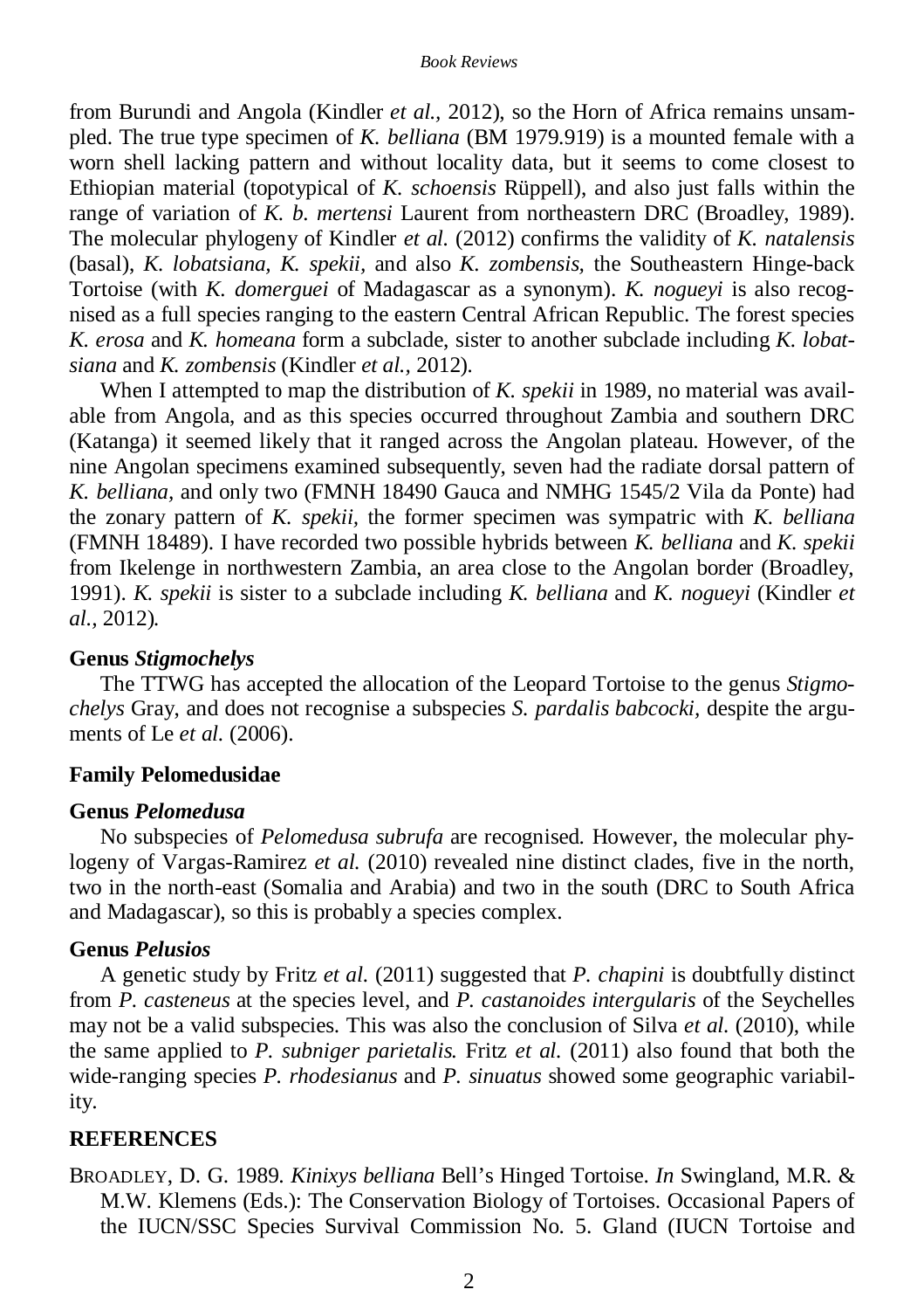from Burundi and Angola (Kindler *et al.,* 2012), so the Horn of Africa remains unsampled. The true type specimen of *K. belliana* (BM 1979.919) is a mounted female with a worn shell lacking pattern and without locality data, but it seems to come closest to Ethiopian material (topotypical of *K. schoensis* Rüppell), and also just falls within the range of variation of *K. b. mertensi* Laurent from northeastern DRC (Broadley, 1989). The molecular phylogeny of Kindler *et al.* (2012) confirms the validity of *K. natalensis* (basal), *K. lobatsiana, K. spekii,* and also *K. zombensis,* the Southeastern Hinge-back Tortoise (with *K. domerguei* of Madagascar as a synonym). *K. nogueyi* is also recognised as a full species ranging to the eastern Central African Republic. The forest species *K. erosa* and *K. homeana* form a subclade, sister to another subclade including *K. lobatsiana* and *K. zombensis* (Kindler *et al.,* 2012).

When I attempted to map the distribution of *K. spekii* in 1989, no material was available from Angola, and as this species occurred throughout Zambia and southern DRC (Katanga) it seemed likely that it ranged across the Angolan plateau. However, of the nine Angolan specimens examined subsequently, seven had the radiate dorsal pattern of *K. belliana,* and only two (FMNH 18490 Gauca and NMHG 1545/2 Vila da Ponte) had the zonary pattern of *K. spekii,* the former specimen was sympatric with *K. belliana* (FMNH 18489). I have recorded two possible hybrids between *K. belliana* and *K. spekii* from Ikelenge in northwestern Zambia, an area close to the Angolan border (Broadley, 1991). *K. spekii* is sister to a subclade including *K. belliana* and *K. nogueyi* (Kindler *et al.,* 2012).

**Genus *Stigmochelys***

The TTWG has accepted the allocation of the Leopard Tortoise to the genus *Stigmochelys* Gray, and does not recognise a subspecies *S. pardalis babcocki,* despite the arguments of Le *et al.* (2006).

**Family Pelomedusidae**

**Genus *Pelomedusa***

No subspecies of *Pelomedusa subrufa* are recognised. However, the molecular phylogeny of Vargas-Ramirez *et al.* (2010) revealed nine distinct clades, five in the north, two in the north-east (Somalia and Arabia) and two in the south (DRC to South Africa and Madagascar), so this is probably a species complex.

**Genus *Pelusios***

A genetic study by Fritz *et al.* (2011) suggested that *P. chapini* is doubtfully distinct from *P. casteneus* at the species level, and *P. castanoides intergularis* of the Seychelles may not be a valid subspecies. This was also the conclusion of Silva *et al.* (2010), while the same applied to *P. subniger parietalis.* Fritz *et al.* (2011) also found that both the wide-ranging species *P. rhodesianus* and *P. sinuatus* showed some geographic variability.

**REFERENCES**

BROADLEY, D. G. 1989. *Kinixys belliana* Bell's Hinged Tortoise. *In* Swingland, M.R. & M.W. Klemens (Eds.): The Conservation Biology of Tortoises. Occasional Papers of the IUCN/SSC Species Survival Commission No. 5. Gland (IUCN Tortoise and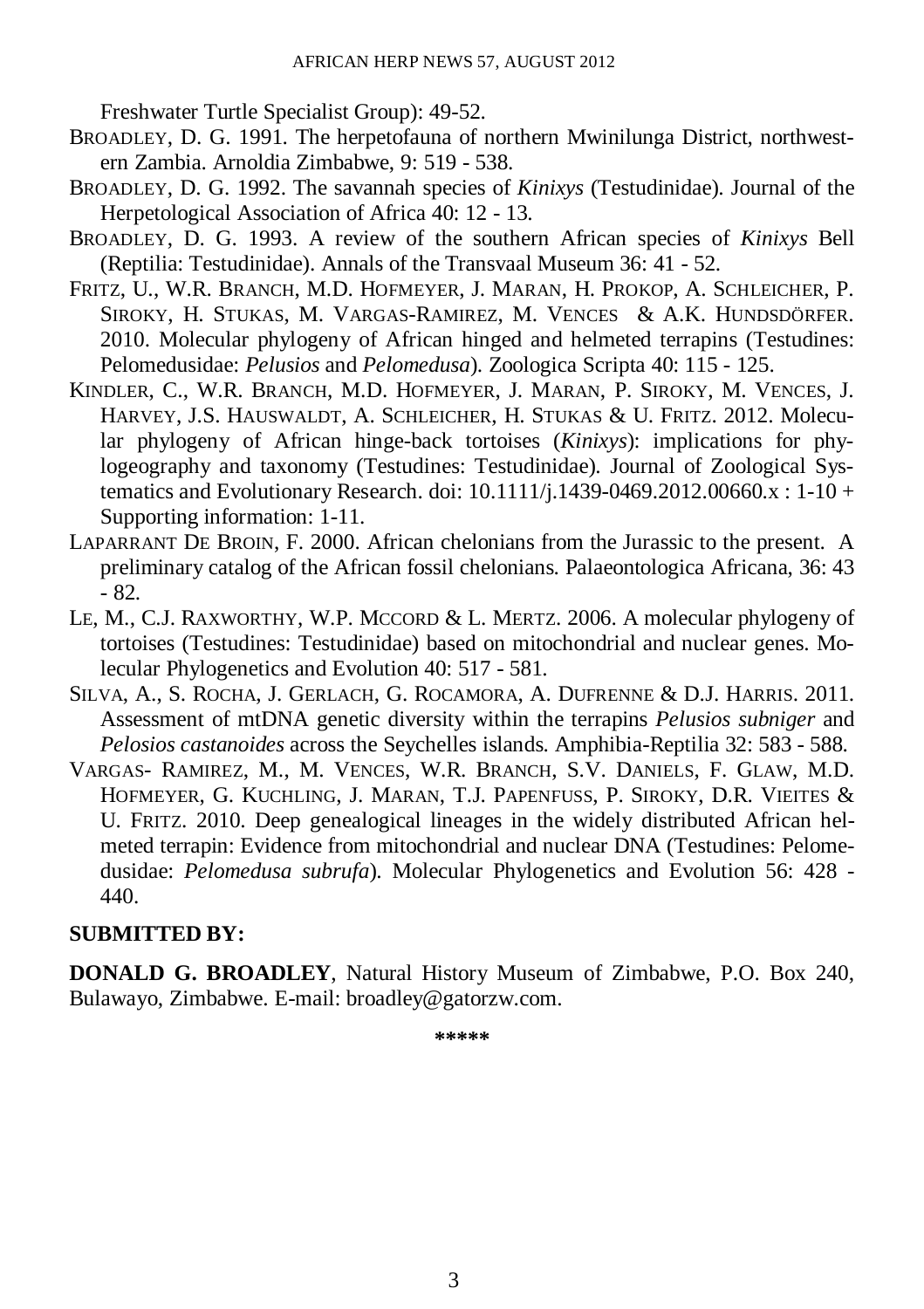Freshwater Turtle Specialist Group): 49-52.

BROADLEY, D. G. 1991. The herpetofauna of northern Mwinilunga District, northwestern Zambia. Arnoldia Zimbabwe, 9: 519 - 538.

BROADLEY, D. G. 1992. The savannah species of *Kinixys* (Testudinidae). Journal of the Herpetological Association of Africa 40: 12 - 13.

BROADLEY, D. G. 1993. A review of the southern African species of *Kinixys* Bell (Reptilia: Testudinidae). Annals of the Transvaal Museum 36: 41 - 52.

FRITZ, U., W.R. BRANCH, M.D. HOFMEYER, J. MARAN, H. PROKOP, A. SCHLEICHER, P. SIROKY, H. STUKAS, M. VARGAS-RAMIREZ, M. VENCES & A.K. HUNDSDÖRFER. 2010. Molecular phylogeny of African hinged and helmeted terrapins (Testudines: Pelomedusidae: *Pelusios* and *Pelomedusa*). Zoologica Scripta 40: 115 - 125.

KINDLER, C., W.R. BRANCH, M.D. HOFMEYER, J. MARAN, P. SIROKY, M. VENCES, J. HARVEY, J.S. HAUSWALDT, A. SCHLEICHER, H. STUKAS & U. FRITZ. 2012. Molecular phylogeny of African hinge-back tortoises (*Kinixys*): implications for phylogeography and taxonomy (Testudines: Testudinidae). Journal of Zoological Systematics and Evolutionary Research. doi: 10.1111/j.1439-0469.2012.00660.x : 1-10 + Supporting information: 1-11.

LAPARRANT DE BROIN, F. 2000. African chelonians from the Jurassic to the present. A preliminary catalog of the African fossil chelonians. Palaeontologica Africana, 36: 43 - 82.

LE, M., C.J. RAXWORTHY, W.P. MCCORD & L. MERTZ. 2006. A molecular phylogeny of tortoises (Testudines: Testudinidae) based on mitochondrial and nuclear genes. Molecular Phylogenetics and Evolution 40: 517 - 581.

SILVA, A., S. ROCHA, J. GERLACH, G. ROCAMORA, A. DUFRENNE & D.J. HARRIS. 2011. Assessment of mtDNA genetic diversity within the terrapins *Pelusios subniger* and *Pelosios castanoides* across the Seychelles islands. Amphibia-Reptilia 32: 583 - 588.

VARGAS- RAMIREZ, M., M. VENCES, W.R. BRANCH, S.V. DANIELS, F. GLAW, M.D. HOFMEYER, G. KUCHLING, J. MARAN, T.J. PAPENFUSS, P. SIROKY, D.R. VIEITES & U. FRITZ. 2010. Deep genealogical lineages in the widely distributed African helmeted terrapin: Evidence from mitochondrial and nuclear DNA (Testudines: Pelomedusidae: *Pelomedusa subrufa*). Molecular Phylogenetics and Evolution 56: 428 - 440.

**SUBMITTED BY:**

**DONALD G. BROADLEY**, Natural History Museum of Zimbabwe, P.O. Box 240, Bulawayo, Zimbabwe. E-mail: broadley@gatorzw.com.

*****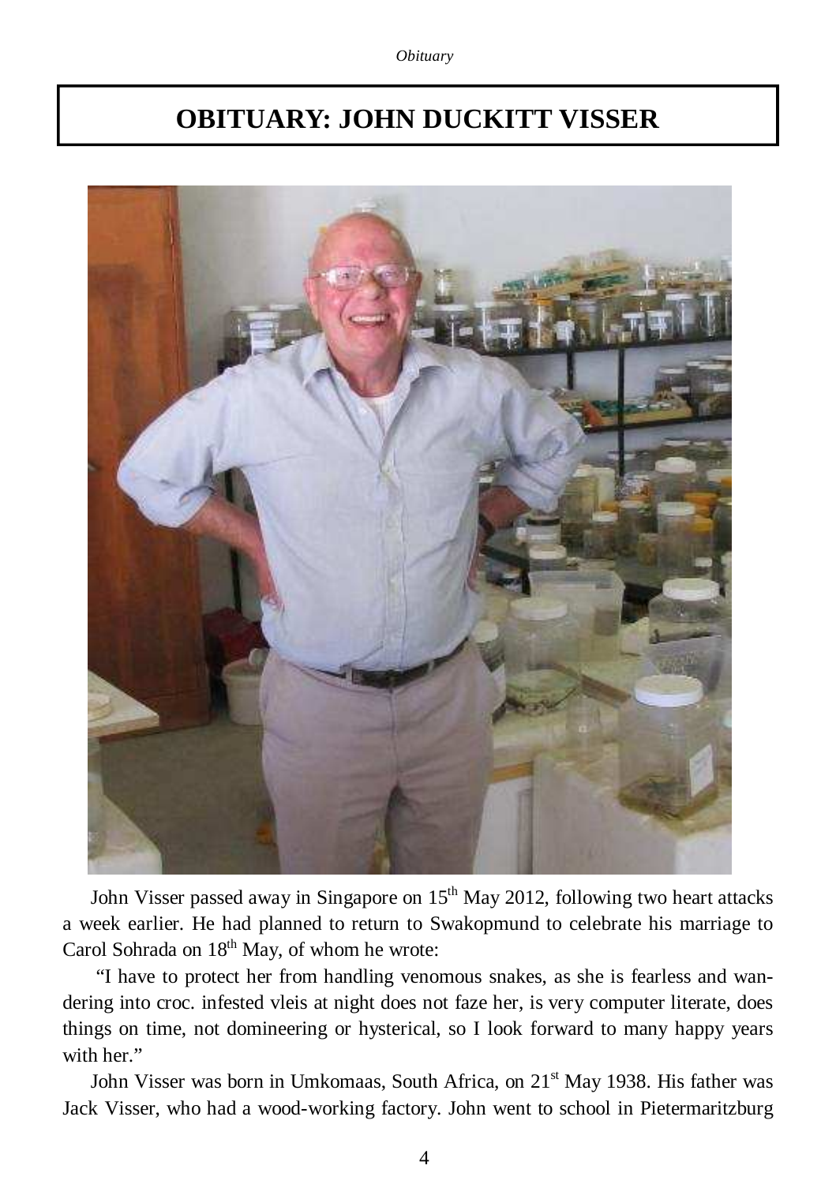# OBITUARY: JOHN DUCKITT VISSER

John Visser passed away in Singapore on 15th May 2012, following two heart attacks a week earlier. He had planned to return to Swakopmund to celebrate his marriage to Carol Sohrada on 18th May, of whom he wrote:

"I have to protect her from handling venomous snakes, as she is fearless and wandering into croc. infested vleis at night does not faze her, is very computer literate, does things on time, not domineering or hysterical, so I look forward to many happy years with her."

John Visser was born in Umkomaas, South Africa, on 21st May 1938. His father was Jack Visser, who had a wood-working factory. John went to school in Pietermaritzburg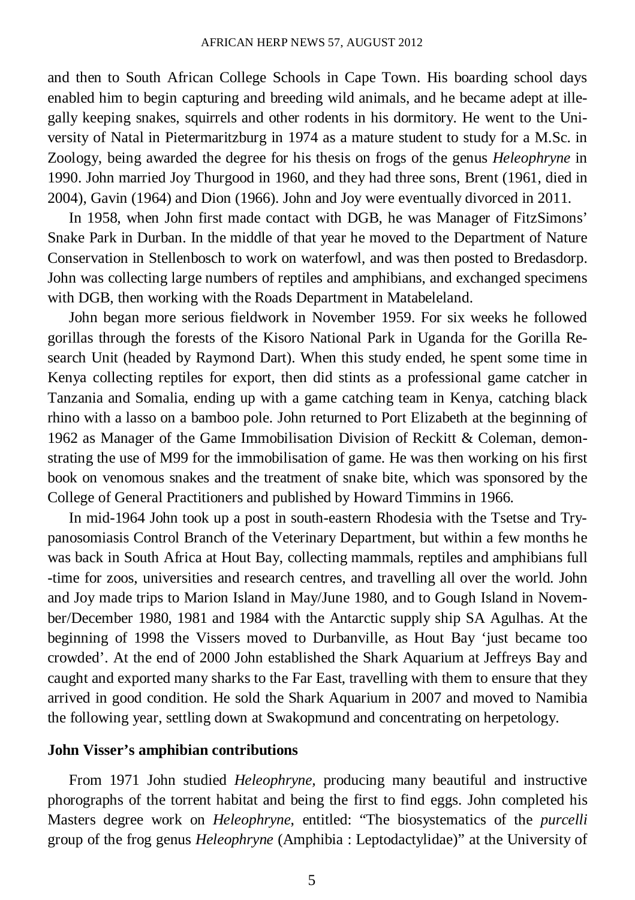and then to South African College Schools in Cape Town. His boarding school days enabled him to begin capturing and breeding wild animals, and he became adept at illegally keeping snakes, squirrels and other rodents in his dormitory. He went to the University of Natal in Pietermaritzburg in 1974 as a mature student to study for a M.Sc. in Zoology, being awarded the degree for his thesis on frogs of the genus *Heleophryne* in 1990. John married Joy Thurgood in 1960, and they had three sons, Brent (1961, died in 2004), Gavin (1964) and Dion (1966). John and Joy were eventually divorced in 2011.

In 1958, when John first made contact with DGB, he was Manager of FitzSimons' Snake Park in Durban. In the middle of that year he moved to the Department of Nature Conservation in Stellenbosch to work on waterfowl, and was then posted to Bredasdorp. John was collecting large numbers of reptiles and amphibians, and exchanged specimens with DGB, then working with the Roads Department in Matabeleland.

John began more serious fieldwork in November 1959. For six weeks he followed gorillas through the forests of the Kisoro National Park in Uganda for the Gorilla Research Unit (headed by Raymond Dart). When this study ended, he spent some time in Kenya collecting reptiles for export, then did stints as a professional game catcher in Tanzania and Somalia, ending up with a game catching team in Kenya, catching black rhino with a lasso on a bamboo pole. John returned to Port Elizabeth at the beginning of 1962 as Manager of the Game Immobilisation Division of Reckitt & Coleman, demonstrating the use of M99 for the immobilisation of game. He was then working on his first book on venomous snakes and the treatment of snake bite, which was sponsored by the College of General Practitioners and published by Howard Timmins in 1966.

In mid-1964 John took up a post in south-eastern Rhodesia with the Tsetse and Trypanosomiasis Control Branch of the Veterinary Department, but within a few months he was back in South Africa at Hout Bay, collecting mammals, reptiles and amphibians full-time for zoos, universities and research centres, and travelling all over the world. John and Joy made trips to Marion Island in May/June 1980, and to Gough Island in November/December 1980, 1981 and 1984 with the Antarctic supply ship SA Agulhas. At the beginning of 1998 the Vissers moved to Durbanville, as Hout Bay 'just became too crowded'. At the end of 2000 John established the Shark Aquarium at Jeffreys Bay and caught and exported many sharks to the Far East, travelling with them to ensure that they arrived in good condition. He sold the Shark Aquarium in 2007 and moved to Namibia the following year, settling down at Swakopmund and concentrating on herpetology.

**John Visser's amphibian contributions**

From 1971 John studied *Heleophryne*, producing many beautiful and instructive phorographs of the torrent habitat and being the first to find eggs. John completed his Masters degree work on *Heleophryne*, entitled: "The biosystematics of the *purcelli* group of the frog genus *Heleophryne* (Amphibia : Leptodactylidae)" at the University of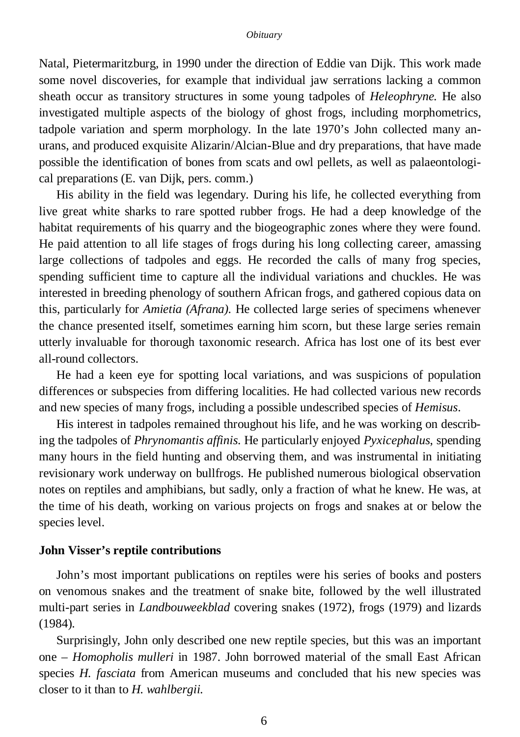Natal, Pietermaritzburg, in 1990 under the direction of Eddie van Dijk. This work made some novel discoveries, for example that individual jaw serrations lacking a common sheath occur as transitory structures in some young tadpoles of *Heleophryne*. He also investigated multiple aspects of the biology of ghost frogs, including morphometrics, tadpole variation and sperm morphology. In the late 1970's John collected many anurans, and produced exquisite Alizarin/Alcian-Blue and dry preparations, that have made possible the identification of bones from scats and owl pellets, as well as palaeontological preparations (E. van Dijk, pers. comm.)

His ability in the field was legendary. During his life, he collected everything from live great white sharks to rare spotted rubber frogs. He had a deep knowledge of the habitat requirements of his quarry and the biogeographic zones where they were found. He paid attention to all life stages of frogs during his long collecting career, amassing large collections of tadpoles and eggs. He recorded the calls of many frog species, spending sufficient time to capture all the individual variations and chuckles. He was interested in breeding phenology of southern African frogs, and gathered copious data on this, particularly for *Amietia (Afrana)*. He collected large series of specimens whenever the chance presented itself, sometimes earning him scorn, but these large series remain utterly invaluable for thorough taxonomic research. Africa has lost one of its best ever all-round collectors.

He had a keen eye for spotting local variations, and was suspicions of population differences or subspecies from differing localities. He had collected various new records and new species of many frogs, including a possible undescribed species of *Hemisus*.

His interest in tadpoles remained throughout his life, and he was working on describing the tadpoles of *Phrynomantis affinis*. He particularly enjoyed *Pyxicephalus*, spending many hours in the field hunting and observing them, and was instrumental in initiating revisionary work underway on bullfrogs. He published numerous biological observation notes on reptiles and amphibians, but sadly, only a fraction of what he knew. He was, at the time of his death, working on various projects on frogs and snakes at or below the species level.

**John Visser's reptile contributions**

John's most important publications on reptiles were his series of books and posters on venomous snakes and the treatment of snake bite, followed by the well illustrated multi-part series in *Landbouweekblad* covering snakes (1972), frogs (1979) and lizards (1984).

Surprisingly, John only described one new reptile species, but this was an important one – *Homopholis mulleri* in 1987. John borrowed material of the small East African species *H. fasciata* from American museums and concluded that his new species was closer to it than to *H. wahlbergii*.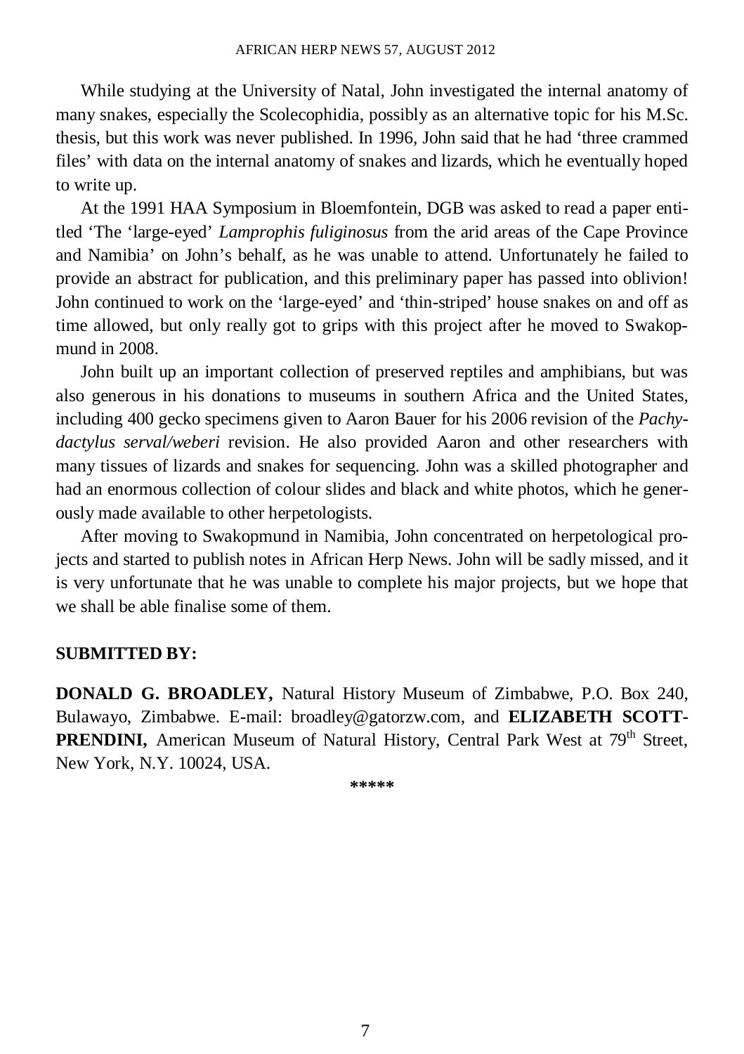While studying at the University of Natal, John investigated the internal anatomy of many snakes, especially the Scolecophidia, possibly as an alternative topic for his M.Sc. thesis, but this work was never published. In 1996, John said that he had 'three crammed files' with data on the internal anatomy of snakes and lizards, which he eventually hoped to write up.

At the 1991 HAA Symposium in Bloemfontein, DGB was asked to read a paper entitled 'The 'large-eyed' *Lamprophis fuliginosus* from the arid areas of the Cape Province and Namibia' on John's behalf, as he was unable to attend. Unfortunately he failed to provide an abstract for publication, and this preliminary paper has passed into oblivion! John continued to work on the 'large-eyed' and 'thin-striped' house snakes on and off as time allowed, but only really got to grips with this project after he moved to Swakopmund in 2008.

John built up an important collection of preserved reptiles and amphibians, but was also generous in his donations to museums in southern Africa and the United States, including 400 gecko specimens given to Aaron Bauer for his 2006 revision of the *Pachydactylus serval/weberi* revision. He also provided Aaron and other researchers with many tissues of lizards and snakes for sequencing. John was a skilled photographer and had an enormous collection of colour slides and black and white photos, which he generously made available to other herpetologists.

After moving to Swakopmund in Namibia, John concentrated on herpetological projects and started to publish notes in African Herp News. John will be sadly missed, and it is very unfortunate that he was unable to complete his major projects, but we hope that we shall be able finalise some of them.

**SUBMITTED BY:**

**DONALD G. BROADLEY,** Natural History Museum of Zimbabwe, P.O. Box 240, Bulawayo, Zimbabwe. E-mail: broadley@gatorzw.com, and **ELIZABETH SCOTT-PRENDINI,** American Museum of Natural History, Central Park West at 79th Street, New York, N.Y. 10024, USA.

*****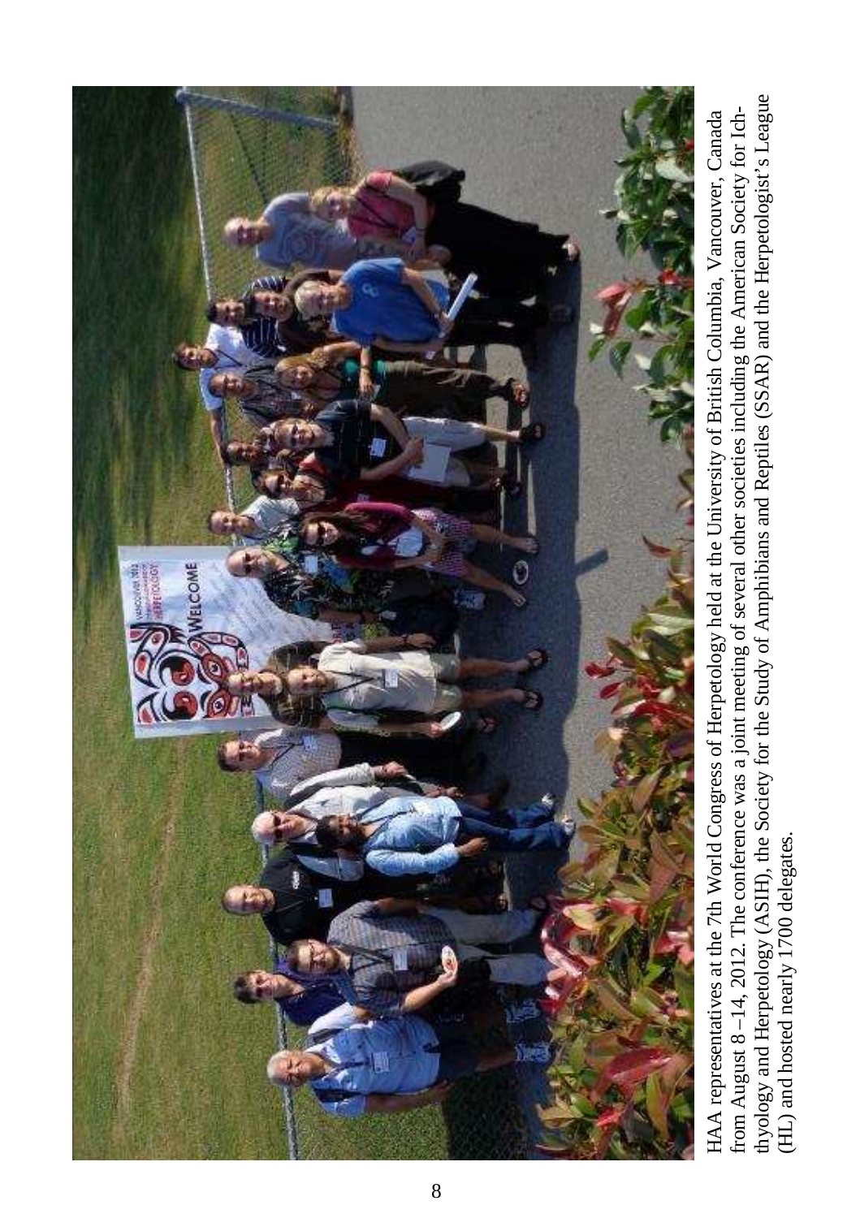HAA representatives at the 7th World Congress of Herpetology held at the University of British Columbia, Vancouver, Canada from August 8 –14, 2012. The conference was a joint meeting of several other societies including the American Society for Ichthyology and Herpetology (ASIH), the Society for the Study of Amphibians and Reptiles (SSAR) and the Herpetologist's League (HL) and hosted nearly 1700 delegates.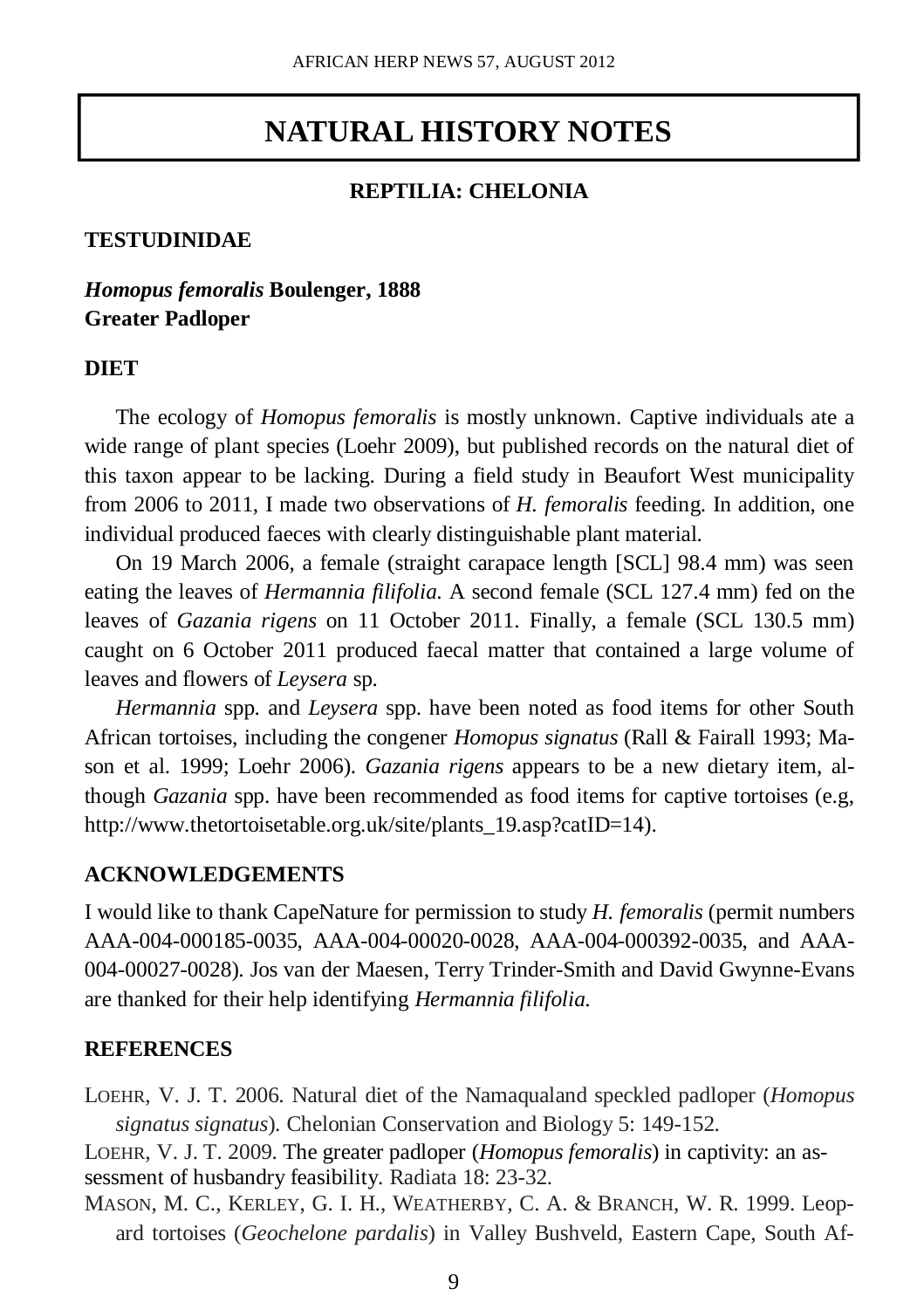# NATURAL HISTORY NOTES

## REPTILIA: CHELONIA

### TESTUDINIDAE

***Homopus femoralis* Boulenger, 1888**
**Greater Padloper**

### DIET

The ecology of *Homopus femoralis* is mostly unknown. Captive individuals ate a wide range of plant species (Loehr 2009), but published records on the natural diet of this taxon appear to be lacking. During a field study in Beaufort West municipality from 2006 to 2011, I made two observations of *H. femoralis* feeding. In addition, one individual produced faeces with clearly distinguishable plant material.

On 19 March 2006, a female (straight carapace length [SCL] 98.4 mm) was seen eating the leaves of *Hermannia filifolia.* A second female (SCL 127.4 mm) fed on the leaves of *Gazania rigens* on 11 October 2011. Finally, a female (SCL 130.5 mm) caught on 6 October 2011 produced faecal matter that contained a large volume of leaves and flowers of *Leysera* sp.

*Hermannia* spp. and *Leysera* spp. have been noted as food items for other South African tortoises, including the congener *Homopus signatus* (Rall & Fairall 1993; Mason et al. 1999; Loehr 2006). *Gazania rigens* appears to be a new dietary item, although *Gazania* spp. have been recommended as food items for captive tortoises (e.g, http://www.thetortoisetable.org.uk/site/plants_19.asp?catID=14).

### ACKNOWLEDGEMENTS

I would like to thank CapeNature for permission to study *H. femoralis* (permit numbers AAA-004-000185-0035, AAA-004-00020-0028, AAA-004-000392-0035, and AAA-004-00027-0028). Jos van der Maesen, Terry Trinder-Smith and David Gwynne-Evans are thanked for their help identifying *Hermannia filifolia.*

### REFERENCES

LOEHR, V. J. T. 2006. Natural diet of the Namaqualand speckled padloper (*Homopus signatus signatus*). Chelonian Conservation and Biology 5: 149-152.

LOEHR, V. J. T. 2009. The greater padloper (*Homopus femoralis*) in captivity: an assessment of husbandry feasibility. Radiata 18: 23-32.

MASON, M. C., KERLEY, G. I. H., WEATHERBY, C. A. & BRANCH, W. R. 1999. Leopard tortoises (*Geochelone pardalis*) in Valley Bushveld, Eastern Cape, South Af-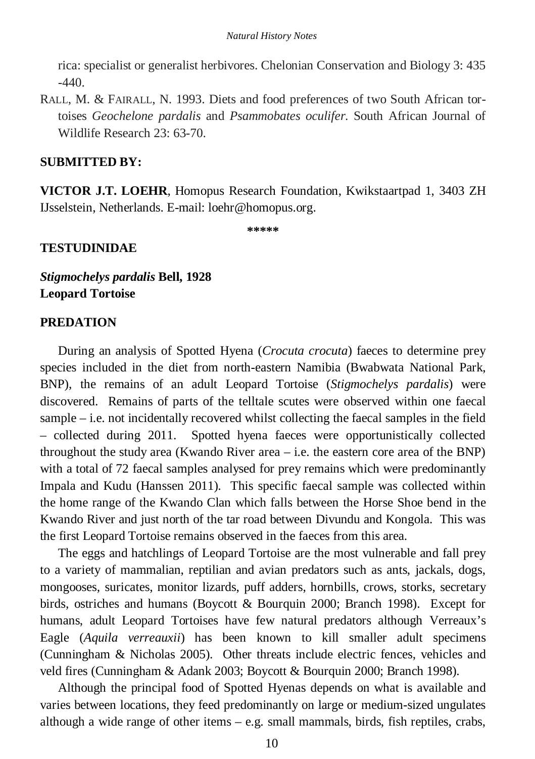rica: specialist or generalist herbivores. Chelonian Conservation and Biology 3: 435 -440.

RALL, M. & FAIRALL, N. 1993. Diets and food preferences of two South African tortoises *Geochelone pardalis* and *Psammobates oculifer*. South African Journal of Wildlife Research 23: 63-70.

**SUBMITTED BY:**

**VICTOR J.T. LOEHR**, Homopus Research Foundation, Kwikstaartpad 1, 3403 ZH IJsselstein, Netherlands. E-mail: loehr@homopus.org.

*****

**TESTUDINIDAE**

***Stigmochelys pardalis* Bell, 1928**
**Leopard Tortoise**

**PREDATION**

During an analysis of Spotted Hyena (*Crocuta crocuta*) faeces to determine prey species included in the diet from north-eastern Namibia (Bwabwata National Park, BNP), the remains of an adult Leopard Tortoise (*Stigmochelys pardalis*) were discovered. Remains of parts of the telltale scutes were observed within one faecal sample – i.e. not incidentally recovered whilst collecting the faecal samples in the field – collected during 2011. Spotted hyena faeces were opportunistically collected throughout the study area (Kwando River area – i.e. the eastern core area of the BNP) with a total of 72 faecal samples analysed for prey remains which were predominantly Impala and Kudu (Hanssen 2011). This specific faecal sample was collected within the home range of the Kwando Clan which falls between the Horse Shoe bend in the Kwando River and just north of the tar road between Divundu and Kongola. This was the first Leopard Tortoise remains observed in the faeces from this area.

The eggs and hatchlings of Leopard Tortoise are the most vulnerable and fall prey to a variety of mammalian, reptilian and avian predators such as ants, jackals, dogs, mongooses, suricates, monitor lizards, puff adders, hornbills, crows, storks, secretary birds, ostriches and humans (Boycott & Bourquin 2000; Branch 1998). Except for humans, adult Leopard Tortoises have few natural predators although Verreaux's Eagle (*Aquila verreauxii*) has been known to kill smaller adult specimens (Cunningham & Nicholas 2005). Other threats include electric fences, vehicles and veld fires (Cunningham & Adank 2003; Boycott & Bourquin 2000; Branch 1998).

Although the principal food of Spotted Hyenas depends on what is available and varies between locations, they feed predominantly on large or medium-sized ungulates although a wide range of other items – e.g. small mammals, birds, fish reptiles, crabs,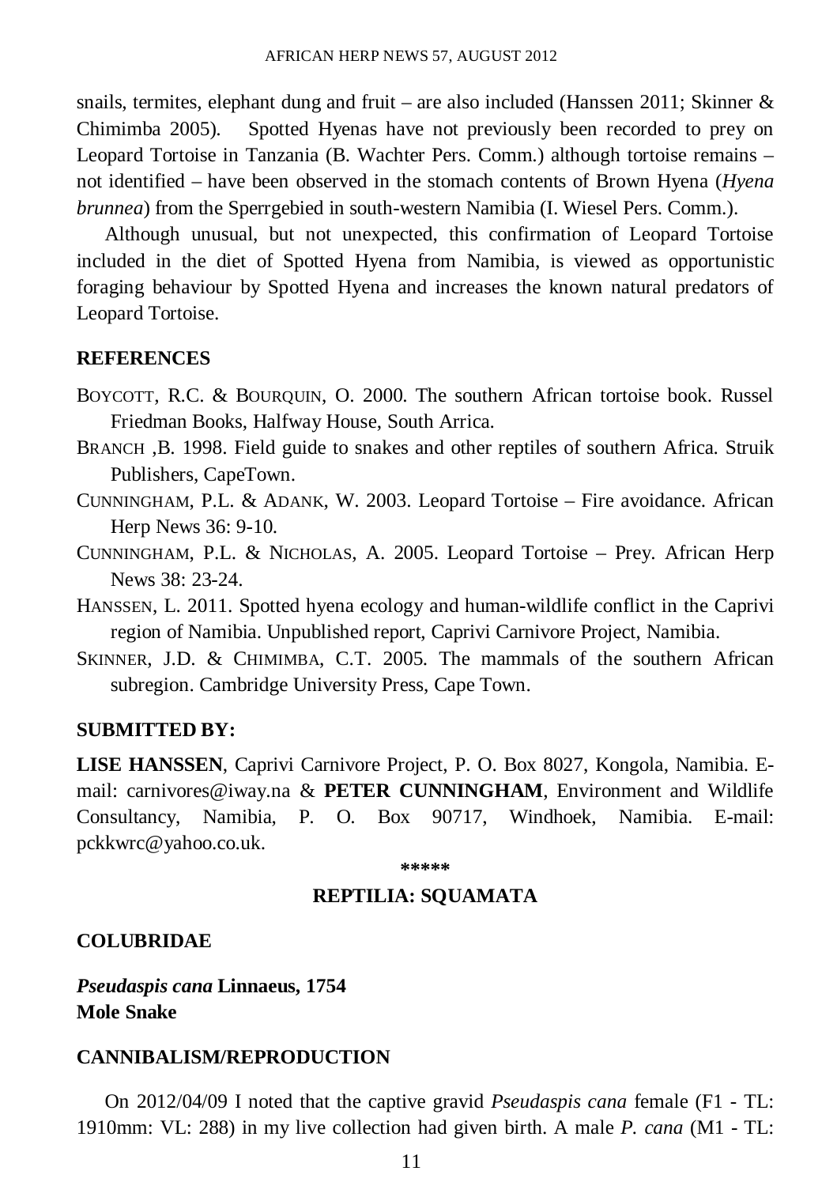snails, termites, elephant dung and fruit – are also included (Hanssen 2011; Skinner & Chimimba 2005). Spotted Hyenas have not previously been recorded to prey on Leopard Tortoise in Tanzania (B. Wachter Pers. Comm.) although tortoise remains – not identified – have been observed in the stomach contents of Brown Hyena (*Hyena brunnea*) from the Sperrgebied in south-western Namibia (I. Wiesel Pers. Comm.).

Although unusual, but not unexpected, this confirmation of Leopard Tortoise included in the diet of Spotted Hyena from Namibia, is viewed as opportunistic foraging behaviour by Spotted Hyena and increases the known natural predators of Leopard Tortoise.

## REFERENCES

BOYCOTT, R.C. & BOURQUIN, O. 2000. The southern African tortoise book. Russel Friedman Books, Halfway House, South Arrica.

BRANCH ,B. 1998. Field guide to snakes and other reptiles of southern Africa. Struik Publishers, CapeTown.

CUNNINGHAM, P.L. & ADANK, W. 2003. Leopard Tortoise – Fire avoidance. African Herp News 36: 9-10.

CUNNINGHAM, P.L. & NICHOLAS, A. 2005. Leopard Tortoise – Prey. African Herp News 38: 23-24.

HANSSEN, L. 2011. Spotted hyena ecology and human-wildlife conflict in the Caprivi region of Namibia. Unpublished report, Caprivi Carnivore Project, Namibia.

SKINNER, J.D. & CHIMIMBA, C.T. 2005. The mammals of the southern African subregion. Cambridge University Press, Cape Town.

## SUBMITTED BY:

**LISE HANSSEN**, Caprivi Carnivore Project, P. O. Box 8027, Kongola, Namibia. E-mail: carnivores@iway.na & **PETER CUNNINGHAM**, Environment and Wildlife Consultancy, Namibia, P. O. Box 90717, Windhoek, Namibia. E-mail: pckkwrc@yahoo.co.uk.

*****

## REPTILIA: SQUAMATA

## COLUBRIDAE

***Pseudaspis cana* Linnaeus, 1754**
**Mole Snake**

## CANNIBALISM/REPRODUCTION

On 2012/04/09 I noted that the captive gravid *Pseudaspis cana* female (F1 - TL: 1910mm: VL: 288) in my live collection had given birth. A male *P. cana* (M1 - TL: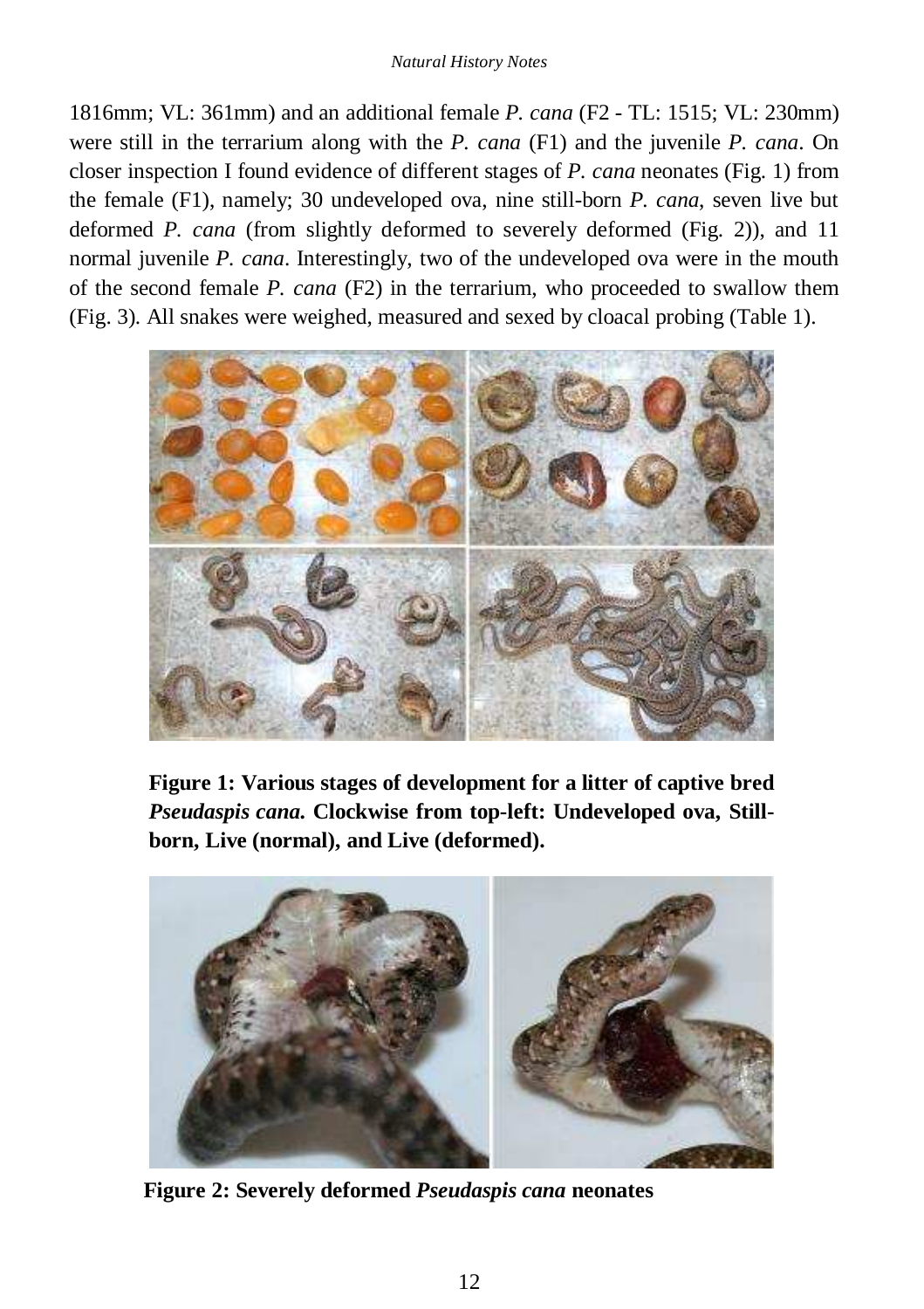1816mm; VL: 361mm) and an additional female *P. cana* (F2 - TL: 1515; VL: 230mm) were still in the terrarium along with the *P. cana* (F1) and the juvenile *P. cana*. On closer inspection I found evidence of different stages of *P. cana* neonates (Fig. 1) from the female (F1), namely; 30 undeveloped ova, nine still-born *P. cana*, seven live but deformed *P. cana* (from slightly deformed to severely deformed (Fig. 2)), and 11 normal juvenile *P. cana*. Interestingly, two of the undeveloped ova were in the mouth of the second female *P. cana* (F2) in the terrarium, who proceeded to swallow them (Fig. 3). All snakes were weighed, measured and sexed by cloacal probing (Table 1).

**Figure 1: Various stages of development for a litter of captive bred *Pseudaspis cana*. Clockwise from top-left: Undeveloped ova, Still-born, Live (normal), and Live (deformed).**

**Figure 2: Severely deformed *Pseudaspis cana* neonates**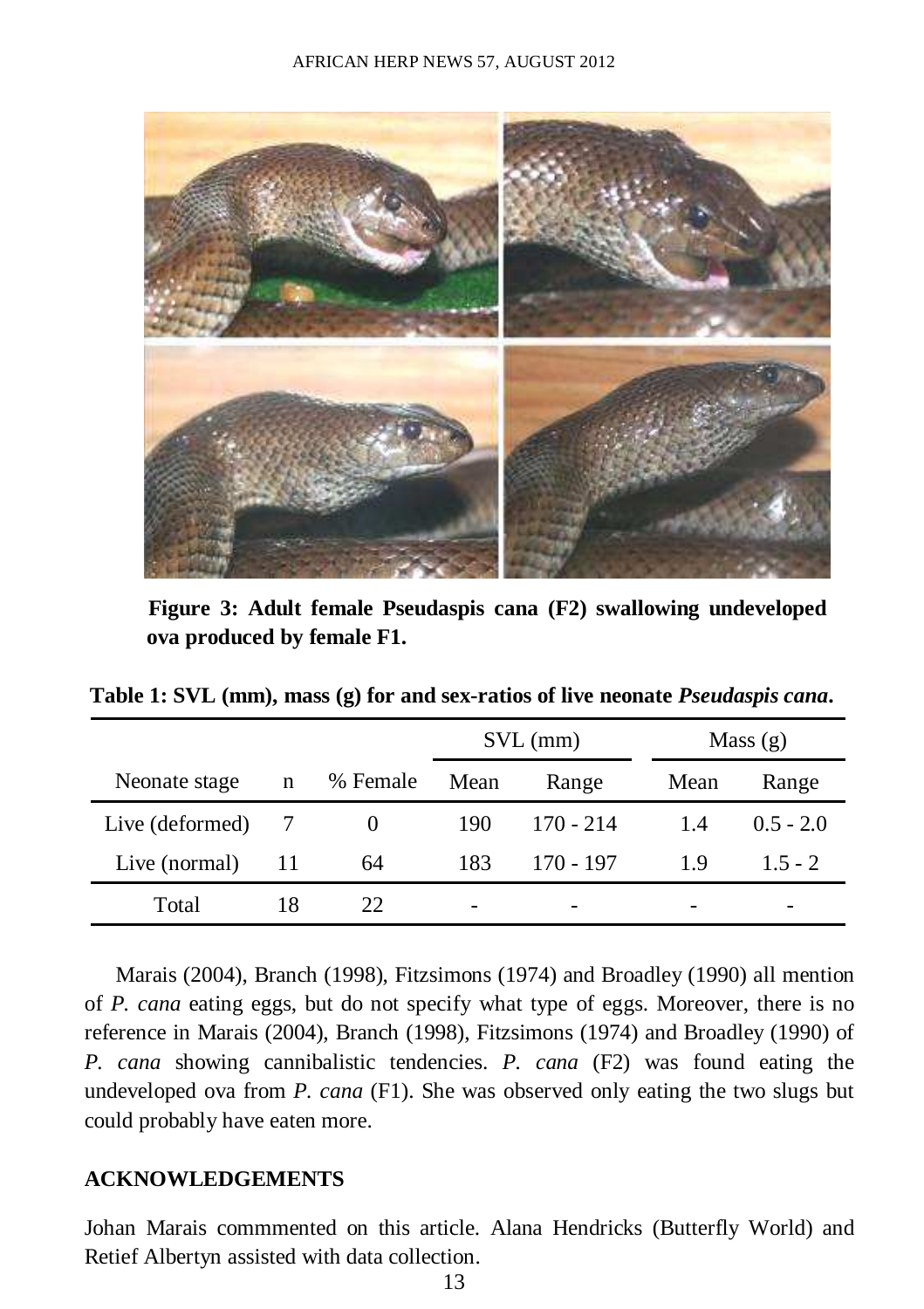**Figure 3: Adult female Pseudaspis cana (F2) swallowing undeveloped ova produced by female F1.**

**Table 1: SVL (mm), mass (g) for and sex-ratios of live neonate *Pseudaspis cana*.**

| | | | SVL (mm) | | Mass (g) | |
|---|---|---|---|---|---|---|
| Neonate stage | n | % Female | Mean | Range | Mean | Range |
| Live (deformed) | 7 | 0 | 190 | 170 - 214 | 1.4 | 0.5 - 2.0 |
| Live (normal) | 11 | 64 | 183 | 170 - 197 | 1.9 | 1.5 - 2 |
| Total | 18 | 22 | - | - | - | - |

Marais (2004), Branch (1998), Fitzsimons (1974) and Broadley (1990) all mention of *P. cana* eating eggs, but do not specify what type of eggs. Moreover, there is no reference in Marais (2004), Branch (1998), Fitzsimons (1974) and Broadley (1990) of *P. cana* showing cannibalistic tendencies. *P. cana* (F2) was found eating the undeveloped ova from *P. cana* (F1). She was observed only eating the two slugs but could probably have eaten more.

## ACKNOWLEDGEMENTS

Johan Marais commmented on this article. Alana Hendricks (Butterfly World) and Retief Albertyn assisted with data collection.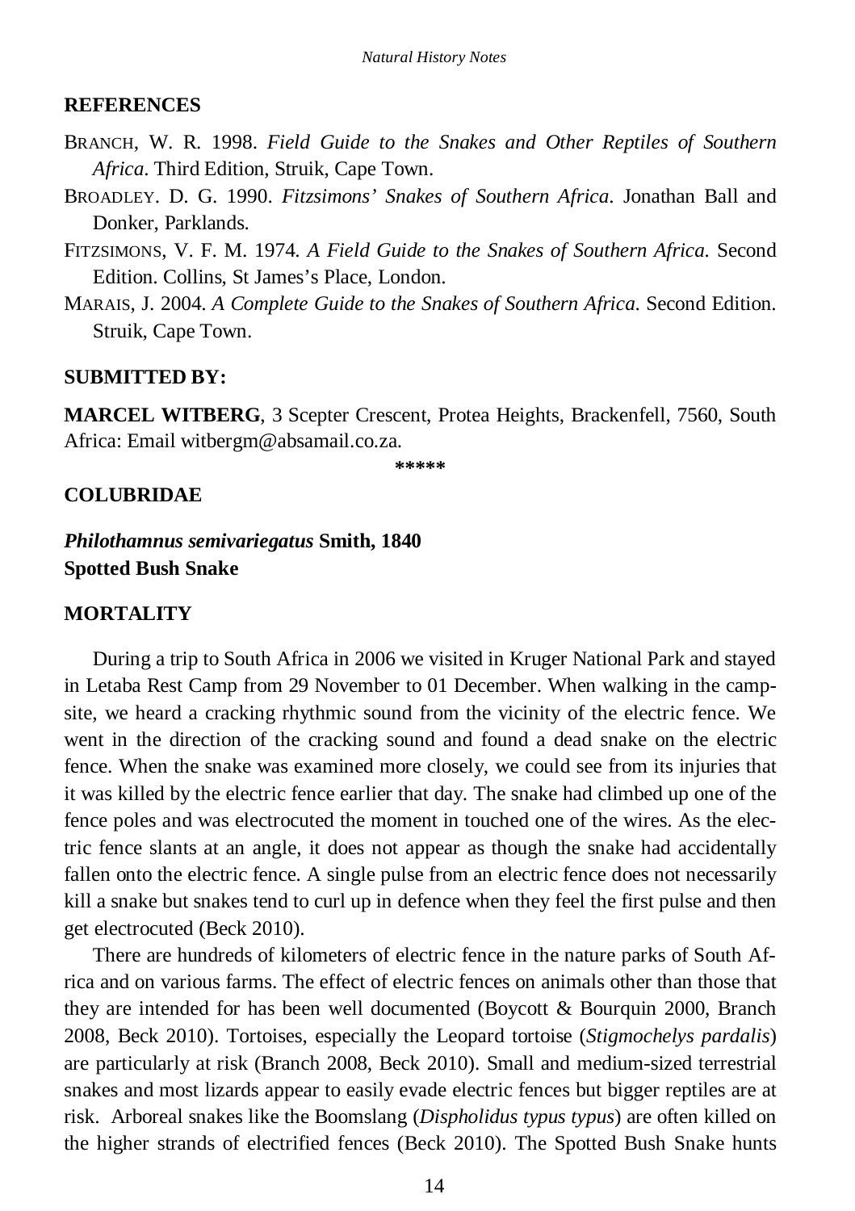## REFERENCES

BRANCH, W. R. 1998. *Field Guide to the Snakes and Other Reptiles of Southern Africa*. Third Edition, Struik, Cape Town.

BROADLEY. D. G. 1990. *Fitzsimons' Snakes of Southern Africa*. Jonathan Ball and Donker, Parklands.

FITZSIMONS, V. F. M. 1974. *A Field Guide to the Snakes of Southern Africa*. Second Edition. Collins, St James's Place, London.

MARAIS, J. 2004. *A Complete Guide to the Snakes of Southern Africa*. Second Edition. Struik, Cape Town.

## SUBMITTED BY:

**MARCEL WITBERG**, 3 Scepter Crescent, Protea Heights, Brackenfell, 7560, South Africa: Email witbergm@absamail.co.za.

\*\*\*\*\*

## COLUBRIDAE

***Philothamnus semivariegatus* Smith, 1840**
**Spotted Bush Snake**

## MORTALITY

During a trip to South Africa in 2006 we visited in Kruger National Park and stayed in Letaba Rest Camp from 29 November to 01 December. When walking in the campsite, we heard a cracking rhythmic sound from the vicinity of the electric fence. We went in the direction of the cracking sound and found a dead snake on the electric fence. When the snake was examined more closely, we could see from its injuries that it was killed by the electric fence earlier that day. The snake had climbed up one of the fence poles and was electrocuted the moment in touched one of the wires. As the electric fence slants at an angle, it does not appear as though the snake had accidentally fallen onto the electric fence. A single pulse from an electric fence does not necessarily kill a snake but snakes tend to curl up in defence when they feel the first pulse and then get electrocuted (Beck 2010).

There are hundreds of kilometers of electric fence in the nature parks of South Africa and on various farms. The effect of electric fences on animals other than those that they are intended for has been well documented (Boycott & Bourquin 2000, Branch 2008, Beck 2010). Tortoises, especially the Leopard tortoise (*Stigmochelys pardalis*) are particularly at risk (Branch 2008, Beck 2010). Small and medium-sized terrestrial snakes and most lizards appear to easily evade electric fences but bigger reptiles are at risk. Arboreal snakes like the Boomslang (*Dispholidus typus typus*) are often killed on the higher strands of electrified fences (Beck 2010). The Spotted Bush Snake hunts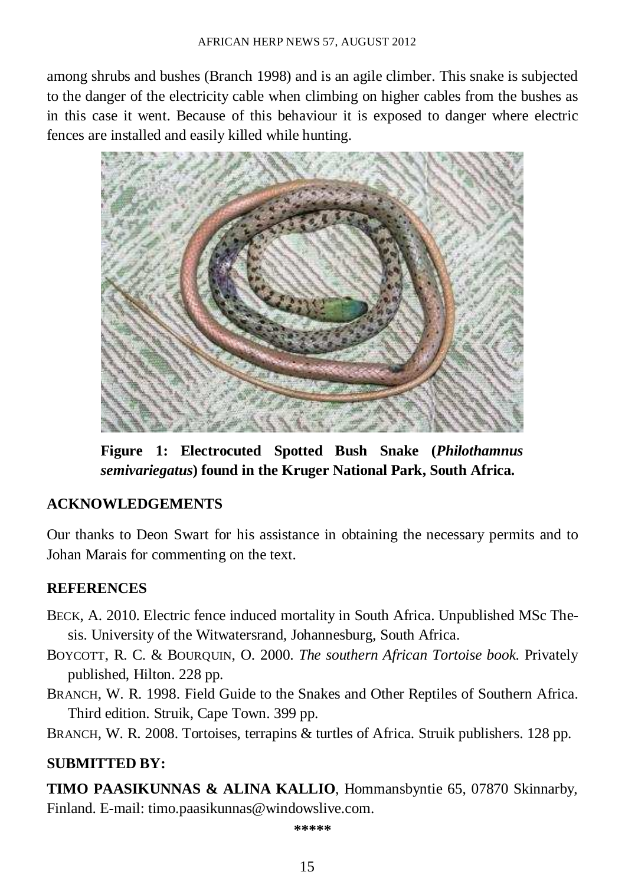among shrubs and bushes (Branch 1998) and is an agile climber. This snake is subjected to the danger of the electricity cable when climbing on higher cables from the bushes as in this case it went. Because of this behaviour it is exposed to danger where electric fences are installed and easily killed while hunting.

**Figure 1: Electrocuted Spotted Bush Snake (*Philothamnus semivariegatus*) found in the Kruger National Park, South Africa.**

## ACKNOWLEDGEMENTS

Our thanks to Deon Swart for his assistance in obtaining the necessary permits and to Johan Marais for commenting on the text.

## REFERENCES

BECK, A. 2010. Electric fence induced mortality in South Africa. Unpublished MSc Thesis. University of the Witwatersrand, Johannesburg, South Africa.

BOYCOTT, R. C. & BOURQUIN, O. 2000. *The southern African Tortoise book.* Privately published, Hilton. 228 pp.

BRANCH, W. R. 1998. Field Guide to the Snakes and Other Reptiles of Southern Africa. Third edition. Struik, Cape Town. 399 pp.

BRANCH, W. R. 2008. Tortoises, terrapins & turtles of Africa. Struik publishers. 128 pp.

## SUBMITTED BY:

**TIMO PAASIKUNNAS & ALINA KALLIO**, Hommansbyntie 65, 07870 Skinnarby, Finland. E-mail: timo.paasikunnas@windowslive.com.

*****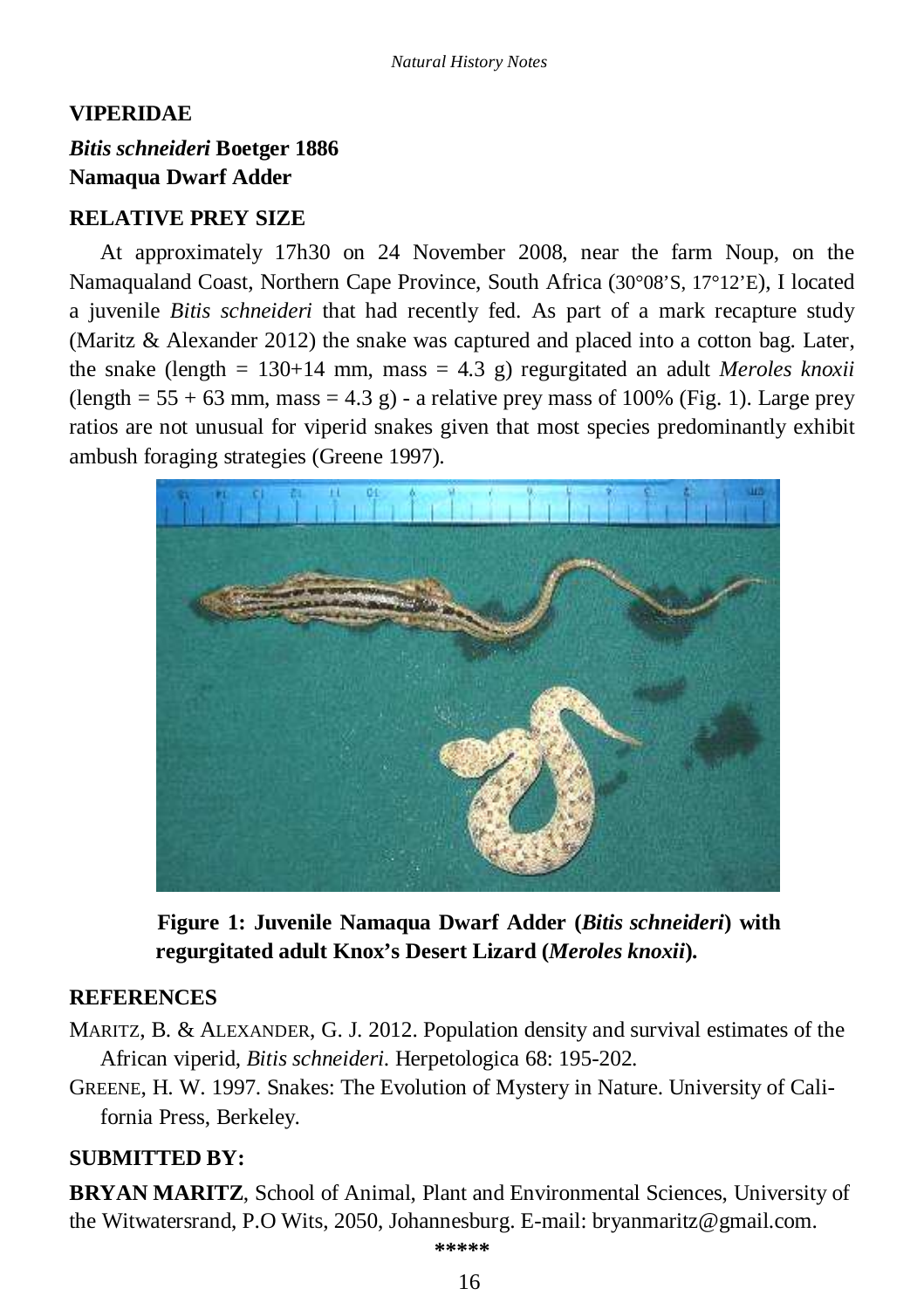## VIPERIDAE

### *Bitis schneideri* Boetger 1886
### Namaqua Dwarf Adder

### RELATIVE PREY SIZE

At approximately 17h30 on 24 November 2008, near the farm Noup, on the Namaqualand Coast, Northern Cape Province, South Africa (30°08'S, 17°12'E), I located a juvenile *Bitis schneideri* that had recently fed. As part of a mark recapture study (Maritz & Alexander 2012) the snake was captured and placed into a cotton bag. Later, the snake (length = 130+14 mm, mass = 4.3 g) regurgitated an adult *Meroles knoxii* (length = 55 + 63 mm, mass = 4.3 g) - a relative prey mass of 100% (Fig. 1). Large prey ratios are not unusual for viperid snakes given that most species predominantly exhibit ambush foraging strategies (Greene 1997).

**Figure 1: Juvenile Namaqua Dwarf Adder (*Bitis schneideri*) with regurgitated adult Knox's Desert Lizard (*Meroles knoxii*).**

### REFERENCES

MARITZ, B. & ALEXANDER, G. J. 2012. Population density and survival estimates of the African viperid, *Bitis schneideri*. Herpetologica 68: 195-202.

GREENE, H. W. 1997. Snakes: The Evolution of Mystery in Nature. University of California Press, Berkeley.

### SUBMITTED BY:

**BRYAN MARITZ**, School of Animal, Plant and Environmental Sciences, University of the Witwatersrand, P.O Wits, 2050, Johannesburg. E-mail: bryanmaritz@gmail.com.

*****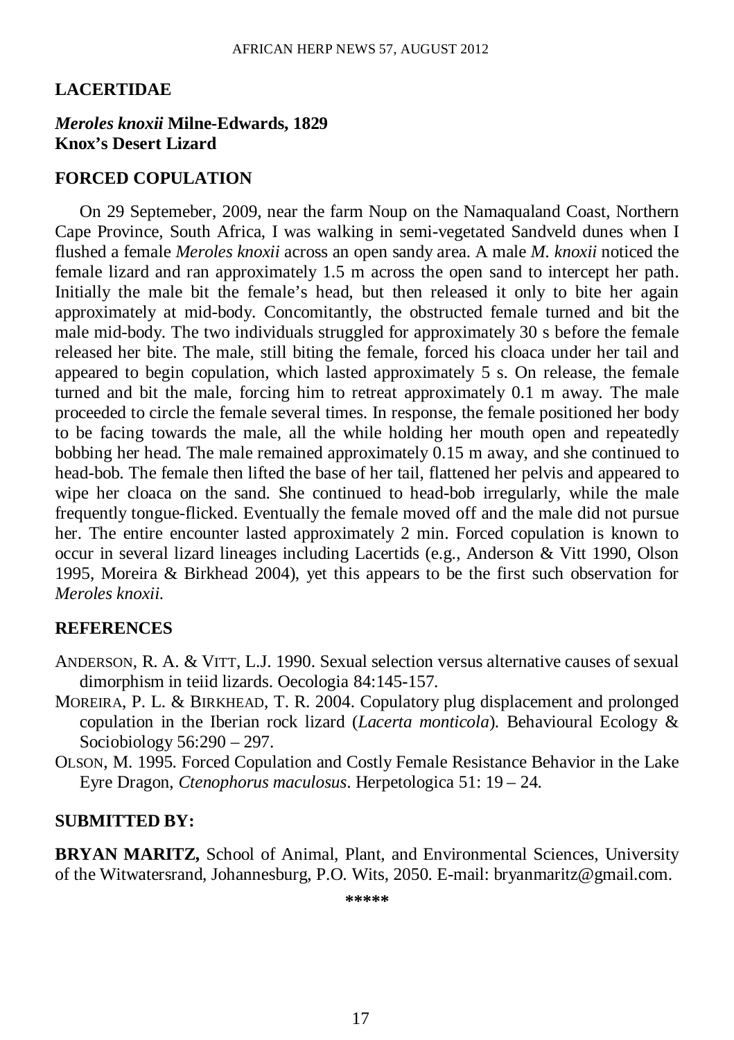## LACERTIDAE

### *Meroles knoxii* Milne-Edwards, 1829
### Knox's Desert Lizard

### FORCED COPULATION

On 29 Septemeber, 2009, near the farm Noup on the Namaqualand Coast, Northern Cape Province, South Africa, I was walking in semi-vegetated Sandveld dunes when I flushed a female *Meroles knoxii* across an open sandy area. A male *M. knoxii* noticed the female lizard and ran approximately 1.5 m across the open sand to intercept her path. Initially the male bit the female's head, but then released it only to bite her again approximately at mid-body. Concomitantly, the obstructed female turned and bit the male mid-body. The two individuals struggled for approximately 30 s before the female released her bite. The male, still biting the female, forced his cloaca under her tail and appeared to begin copulation, which lasted approximately 5 s. On release, the female turned and bit the male, forcing him to retreat approximately 0.1 m away. The male proceeded to circle the female several times. In response, the female positioned her body to be facing towards the male, all the while holding her mouth open and repeatedly bobbing her head. The male remained approximately 0.15 m away, and she continued to head-bob. The female then lifted the base of her tail, flattened her pelvis and appeared to wipe her cloaca on the sand. She continued to head-bob irregularly, while the male frequently tongue-flicked. Eventually the female moved off and the male did not pursue her. The entire encounter lasted approximately 2 min. Forced copulation is known to occur in several lizard lineages including Lacertids (e.g., Anderson & Vitt 1990, Olson 1995, Moreira & Birkhead 2004), yet this appears to be the first such observation for *Meroles knoxii*.

### REFERENCES

ANDERSON, R. A. & VITT, L.J. 1990. Sexual selection versus alternative causes of sexual dimorphism in teiid lizards. Oecologia 84:145-157.

MOREIRA, P. L. & BIRKHEAD, T. R. 2004. Copulatory plug displacement and prolonged copulation in the Iberian rock lizard (*Lacerta monticola*). Behavioural Ecology & Sociobiology 56:290 – 297.

OLSON, M. 1995. Forced Copulation and Costly Female Resistance Behavior in the Lake Eyre Dragon, *Ctenophorus maculosus*. Herpetologica 51: 19 – 24.

### SUBMITTED BY:

**BRYAN MARITZ,** School of Animal, Plant, and Environmental Sciences, University of the Witwatersrand, Johannesburg, P.O. Wits, 2050. E-mail: bryanmaritz@gmail.com.

\*\*\*\*\*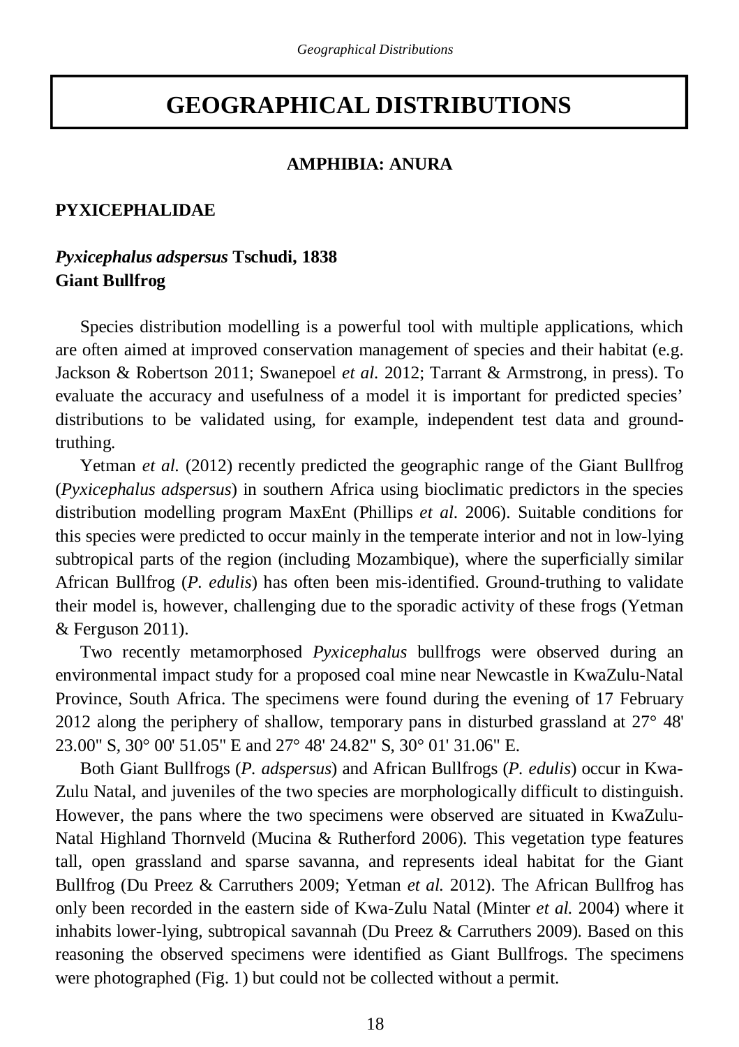# GEOGRAPHICAL DISTRIBUTIONS

## AMPHIBIA: ANURA

### PYXICEPHALIDAE

***Pyxicephalus adspersus* Tschudi, 1838**
**Giant Bullfrog**

Species distribution modelling is a powerful tool with multiple applications, which are often aimed at improved conservation management of species and their habitat (e.g. Jackson & Robertson 2011; Swanepoel *et al.* 2012; Tarrant & Armstrong, in press). To evaluate the accuracy and usefulness of a model it is important for predicted species' distributions to be validated using, for example, independent test data and ground-truthing.

Yetman *et al.* (2012) recently predicted the geographic range of the Giant Bullfrog (*Pyxicephalus adspersus*) in southern Africa using bioclimatic predictors in the species distribution modelling program MaxEnt (Phillips *et al.* 2006). Suitable conditions for this species were predicted to occur mainly in the temperate interior and not in low-lying subtropical parts of the region (including Mozambique), where the superficially similar African Bullfrog (*P. edulis*) has often been mis-identified. Ground-truthing to validate their model is, however, challenging due to the sporadic activity of these frogs (Yetman & Ferguson 2011).

Two recently metamorphosed *Pyxicephalus* bullfrogs were observed during an environmental impact study for a proposed coal mine near Newcastle in KwaZulu-Natal Province, South Africa. The specimens were found during the evening of 17 February 2012 along the periphery of shallow, temporary pans in disturbed grassland at 27° 48' 23.00" S, 30° 00' 51.05" E and 27° 48' 24.82" S, 30° 01' 31.06" E.

Both Giant Bullfrogs (*P. adspersus*) and African Bullfrogs (*P. edulis*) occur in Kwa-Zulu Natal, and juveniles of the two species are morphologically difficult to distinguish. However, the pans where the two specimens were observed are situated in KwaZulu-Natal Highland Thornveld (Mucina & Rutherford 2006). This vegetation type features tall, open grassland and sparse savanna, and represents ideal habitat for the Giant Bullfrog (Du Preez & Carruthers 2009; Yetman *et al.* 2012). The African Bullfrog has only been recorded in the eastern side of Kwa-Zulu Natal (Minter *et al.* 2004) where it inhabits lower-lying, subtropical savannah (Du Preez & Carruthers 2009). Based on this reasoning the observed specimens were identified as Giant Bullfrogs. The specimens were photographed (Fig. 1) but could not be collected without a permit.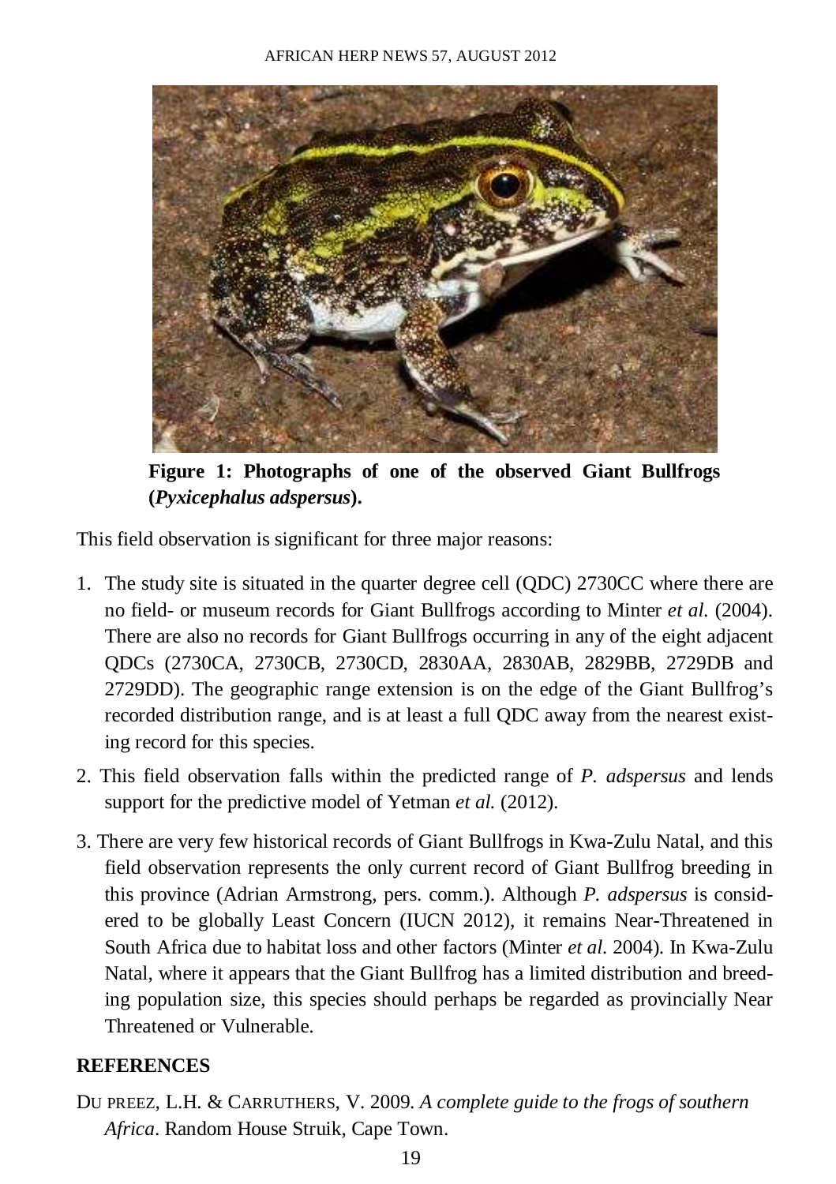**Figure 1: Photographs of one of the observed Giant Bullfrogs (*Pyxicephalus adspersus*).**

This field observation is significant for three major reasons:

1. The study site is situated in the quarter degree cell (QDC) 2730CC where there are no field- or museum records for Giant Bullfrogs according to Minter *et al.* (2004). There are also no records for Giant Bullfrogs occurring in any of the eight adjacent QDCs (2730CA, 2730CB, 2730CD, 2830AA, 2830AB, 2829BB, 2729DB and 2729DD). The geographic range extension is on the edge of the Giant Bullfrog's recorded distribution range, and is at least a full QDC away from the nearest existing record for this species.
2. This field observation falls within the predicted range of *P. adspersus* and lends support for the predictive model of Yetman *et al.* (2012).
3. There are very few historical records of Giant Bullfrogs in Kwa-Zulu Natal, and this field observation represents the only current record of Giant Bullfrog breeding in this province (Adrian Armstrong, pers. comm.). Although *P. adspersus* is considered to be globally Least Concern (IUCN 2012), it remains Near-Threatened in South Africa due to habitat loss and other factors (Minter *et al.* 2004). In Kwa-Zulu Natal, where it appears that the Giant Bullfrog has a limited distribution and breeding population size, this species should perhaps be regarded as provincially Near Threatened or Vulnerable.

## REFERENCES

DU PREEZ, L.H. & CARRUTHERS, V. 2009. *A complete guide to the frogs of southern Africa*. Random House Struik, Cape Town.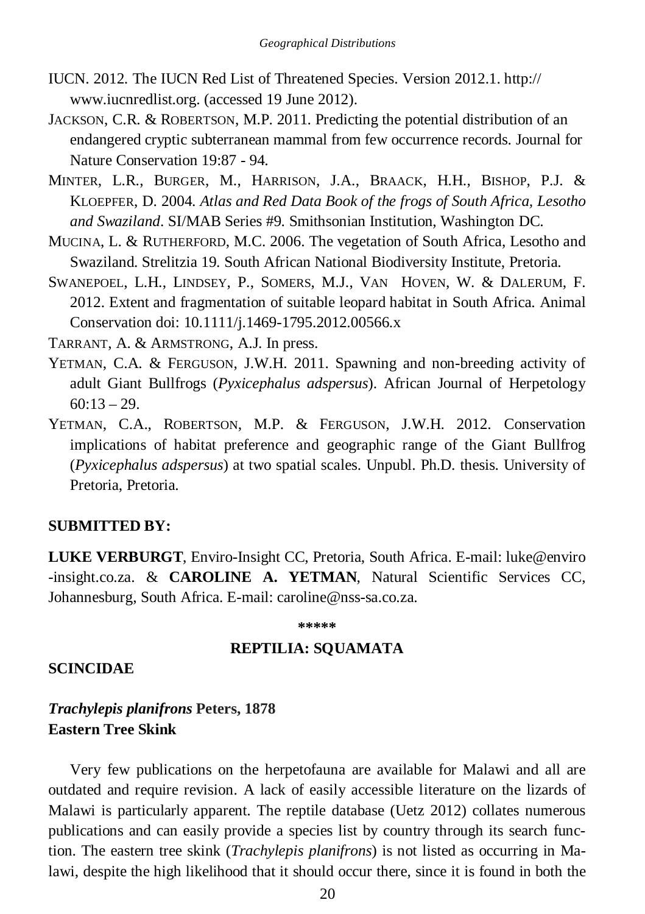IUCN. 2012. The IUCN Red List of Threatened Species. Version 2012.1. http://www.iucnredlist.org. (accessed 19 June 2012).

JACKSON, C.R. & ROBERTSON, M.P. 2011. Predicting the potential distribution of an endangered cryptic subterranean mammal from few occurrence records. Journal for Nature Conservation 19:87 - 94.

MINTER, L.R., BURGER, M., HARRISON, J.A., BRAACK, H.H., BISHOP, P.J. & KLOEPFER, D. 2004. *Atlas and Red Data Book of the frogs of South Africa, Lesotho and Swaziland*. SI/MAB Series #9. Smithsonian Institution, Washington DC.

MUCINA, L. & RUTHERFORD, M.C. 2006. The vegetation of South Africa, Lesotho and Swaziland. Strelitzia 19. South African National Biodiversity Institute, Pretoria.

SWANEPOEL, L.H., LINDSEY, P., SOMERS, M.J., VAN HOVEN, W. & DALERUM, F. 2012. Extent and fragmentation of suitable leopard habitat in South Africa. Animal Conservation doi: 10.1111/j.1469-1795.2012.00566.x

TARRANT, A. & ARMSTRONG, A.J. In press.

YETMAN, C.A. & FERGUSON, J.W.H. 2011. Spawning and non-breeding activity of adult Giant Bullfrogs (*Pyxicephalus adspersus*). African Journal of Herpetology 60:13 – 29.

YETMAN, C.A., ROBERTSON, M.P. & FERGUSON, J.W.H. 2012. Conservation implications of habitat preference and geographic range of the Giant Bullfrog (*Pyxicephalus adspersus*) at two spatial scales. Unpubl. Ph.D. thesis. University of Pretoria, Pretoria.

**SUBMITTED BY:**

**LUKE VERBURGT**, Enviro-Insight CC, Pretoria, South Africa. E-mail: luke@enviro-insight.co.za. & **CAROLINE A. YETMAN**, Natural Scientific Services CC, Johannesburg, South Africa. E-mail: caroline@nss-sa.co.za.

*****

## REPTILIA: SQUAMATA

### SCINCIDAE

### *Trachylepis planifrons* Peters, 1878
### Eastern Tree Skink

Very few publications on the herpetofauna are available for Malawi and all are outdated and require revision. A lack of easily accessible literature on the lizards of Malawi is particularly apparent. The reptile database (Uetz 2012) collates numerous publications and can easily provide a species list by country through its search function. The eastern tree skink (*Trachylepis planifrons*) is not listed as occurring in Malawi, despite the high likelihood that it should occur there, since it is found in both the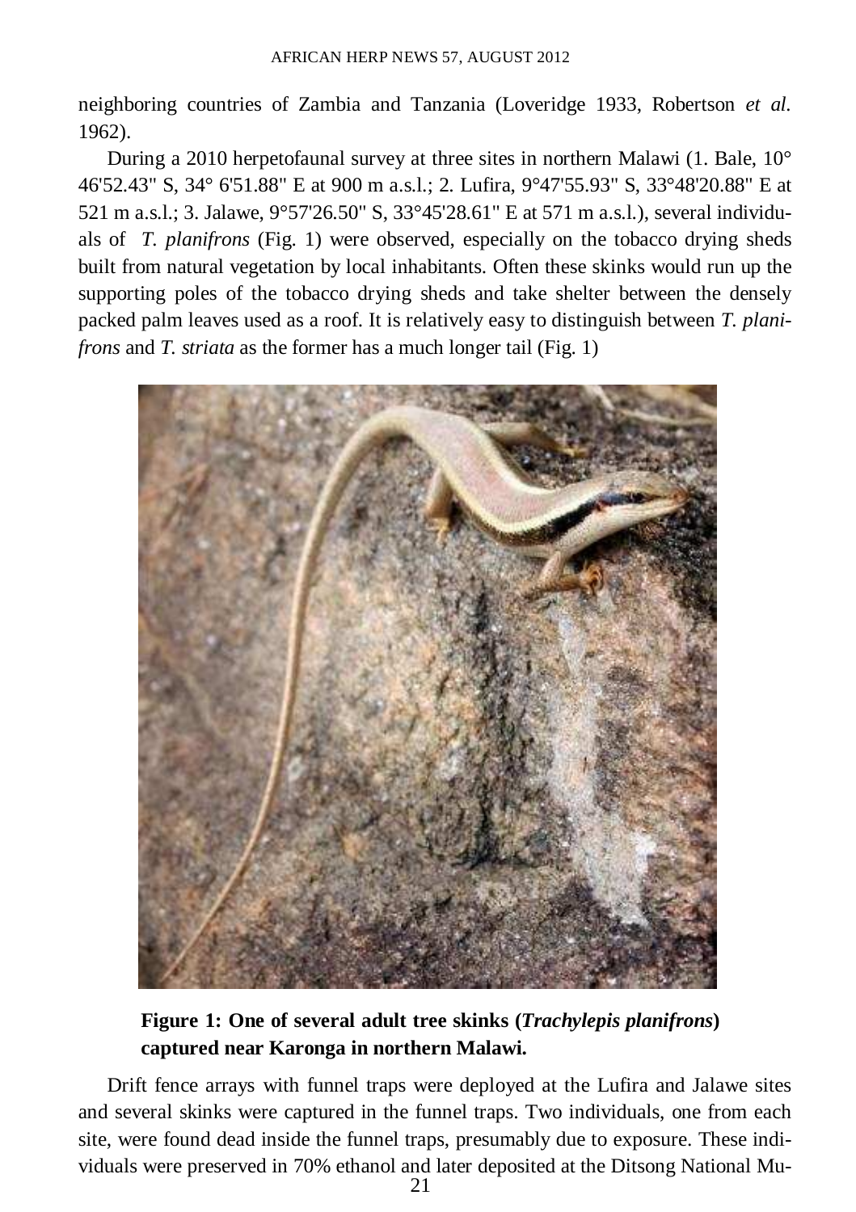neighboring countries of Zambia and Tanzania (Loveridge 1933, Robertson *et al.* 1962).

During a 2010 herpetofaunal survey at three sites in northern Malawi (1. Bale, 10° 46'52.43" S, 34° 6'51.88" E at 900 m a.s.l.; 2. Lufira, 9°47'55.93" S, 33°48'20.88" E at 521 m a.s.l.; 3. Jalawe, 9°57'26.50" S, 33°45'28.61" E at 571 m a.s.l.), several individuals of *T. planifrons* (Fig. 1) were observed, especially on the tobacco drying sheds built from natural vegetation by local inhabitants. Often these skinks would run up the supporting poles of the tobacco drying sheds and take shelter between the densely packed palm leaves used as a roof. It is relatively easy to distinguish between *T. planifrons* and *T. striata* as the former has a much longer tail (Fig. 1)

**Figure 1: One of several adult tree skinks (*Trachylepis planifrons*) captured near Karonga in northern Malawi.**

Drift fence arrays with funnel traps were deployed at the Lufira and Jalawe sites and several skinks were captured in the funnel traps. Two individuals, one from each site, were found dead inside the funnel traps, presumably due to exposure. These individuals were preserved in 70% ethanol and later deposited at the Ditsong National Mu-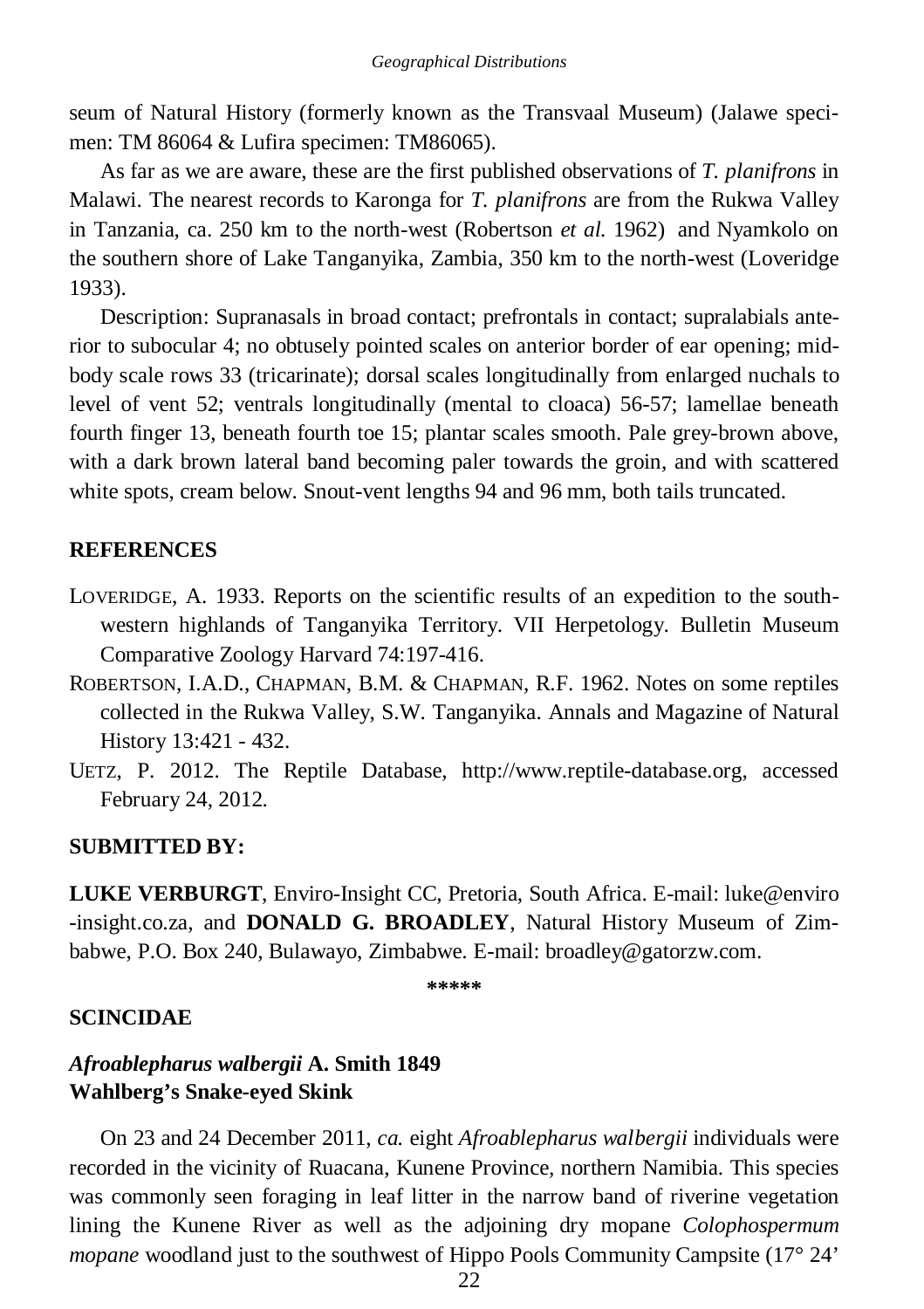seum of Natural History (formerly known as the Transvaal Museum) (Jalawe specimen: TM 86064 & Lufira specimen: TM86065).

As far as we are aware, these are the first published observations of *T. planifrons* in Malawi. The nearest records to Karonga for *T. planifrons* are from the Rukwa Valley in Tanzania, ca. 250 km to the north-west (Robertson *et al.* 1962) and Nyamkolo on the southern shore of Lake Tanganyika, Zambia, 350 km to the north-west (Loveridge 1933).

Description: Supranasals in broad contact; prefrontals in contact; supralabials anterior to subocular 4; no obtusely pointed scales on anterior border of ear opening; midbody scale rows 33 (tricarinate); dorsal scales longitudinally from enlarged nuchals to level of vent 52; ventrals longitudinally (mental to cloaca) 56-57; lamellae beneath fourth finger 13, beneath fourth toe 15; plantar scales smooth. Pale grey-brown above, with a dark brown lateral band becoming paler towards the groin, and with scattered white spots, cream below. Snout-vent lengths 94 and 96 mm, both tails truncated.

## REFERENCES

LOVERIDGE, A. 1933. Reports on the scientific results of an expedition to the south-western highlands of Tanganyika Territory. VII Herpetology. Bulletin Museum Comparative Zoology Harvard 74:197-416.

ROBERTSON, I.A.D., CHAPMAN, B.M. & CHAPMAN, R.F. 1962. Notes on some reptiles collected in the Rukwa Valley, S.W. Tanganyika. Annals and Magazine of Natural History 13:421 - 432.

UETZ, P. 2012. The Reptile Database, http://www.reptile-database.org, accessed February 24, 2012.

## SUBMITTED BY:

**LUKE VERBURGT**, Enviro-Insight CC, Pretoria, South Africa. E-mail: luke@enviro-insight.co.za, and **DONALD G. BROADLEY**, Natural History Museum of Zimbabwe, P.O. Box 240, Bulawayo, Zimbabwe. E-mail: broadley@gatorzw.com.

*****

## SCINCIDAE

### *Afroablepharus walbergii* A. Smith 1849
### Wahlberg's Snake-eyed Skink

On 23 and 24 December 2011, *ca.* eight *Afroablepharus walbergii* individuals were recorded in the vicinity of Ruacana, Kunene Province, northern Namibia. This species was commonly seen foraging in leaf litter in the narrow band of riverine vegetation lining the Kunene River as well as the adjoining dry mopane *Colophospermum mopane* woodland just to the southwest of Hippo Pools Community Campsite (17° 24'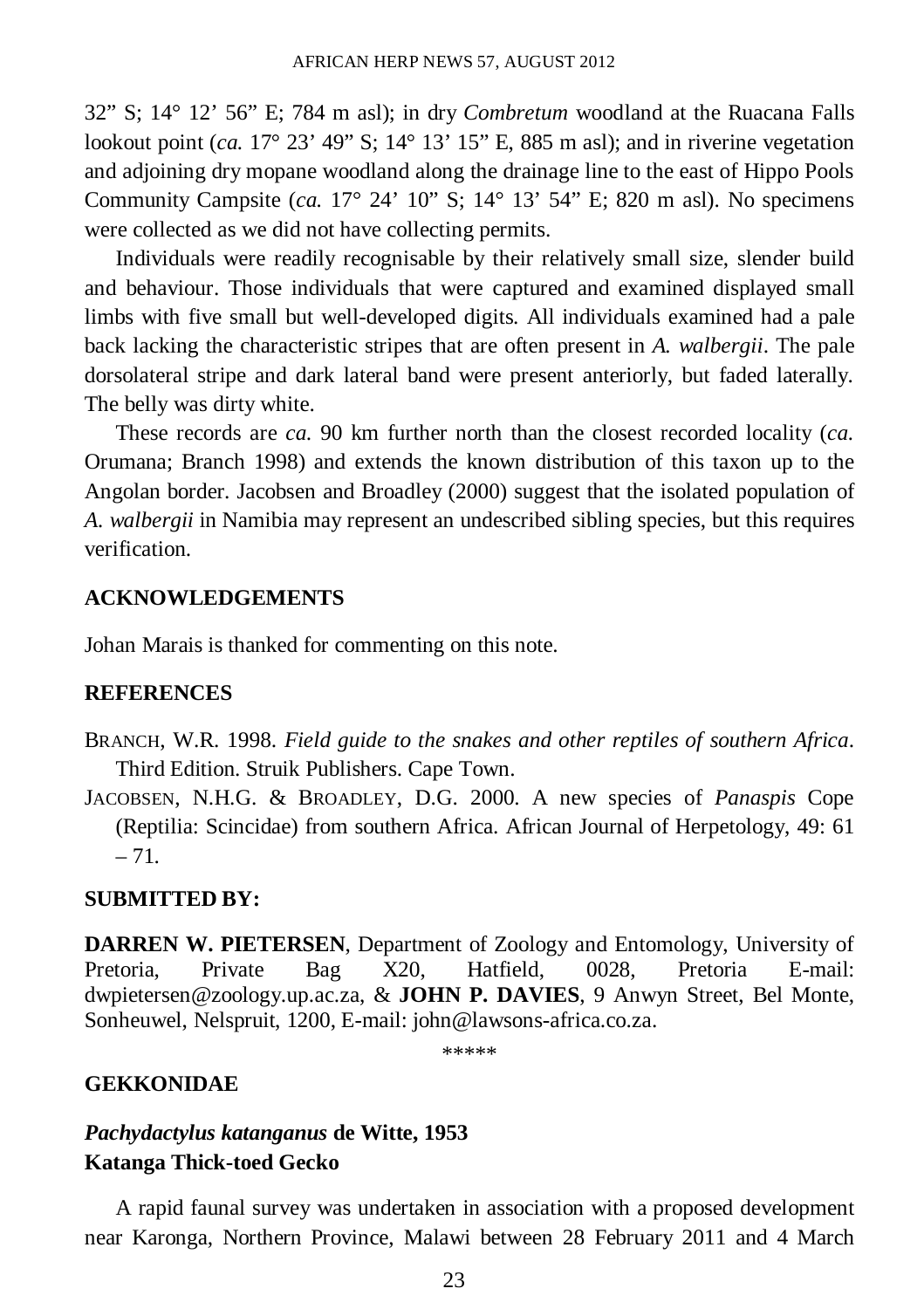32” S; 14° 12’ 56” E; 784 m asl); in dry *Combretum* woodland at the Ruacana Falls lookout point (*ca.* 17° 23’ 49” S; 14° 13’ 15” E, 885 m asl); and in riverine vegetation and adjoining dry mopane woodland along the drainage line to the east of Hippo Pools Community Campsite (*ca.* 17° 24’ 10” S; 14° 13’ 54” E; 820 m asl). No specimens were collected as we did not have collecting permits.

Individuals were readily recognisable by their relatively small size, slender build and behaviour. Those individuals that were captured and examined displayed small limbs with five small but well-developed digits. All individuals examined had a pale back lacking the characteristic stripes that are often present in *A. walbergii*. The pale dorsolateral stripe and dark lateral band were present anteriorly, but faded laterally. The belly was dirty white.

These records are *ca.* 90 km further north than the closest recorded locality (*ca.* Orumana; Branch 1998) and extends the known distribution of this taxon up to the Angolan border. Jacobsen and Broadley (2000) suggest that the isolated population of *A. walbergii* in Namibia may represent an undescribed sibling species, but this requires verification.

## ACKNOWLEDGEMENTS

Johan Marais is thanked for commenting on this note.

## REFERENCES

BRANCH, W.R. 1998. *Field guide to the snakes and other reptiles of southern Africa*. Third Edition. Struik Publishers. Cape Town.

JACOBSEN, N.H.G. & BROADLEY, D.G. 2000. A new species of *Panaspis* Cope (Reptilia: Scincidae) from southern Africa. African Journal of Herpetology, 49: 61 – 71.

## SUBMITTED BY:

**DARREN W. PIETERSEN**, Department of Zoology and Entomology, University of Pretoria, Private Bag X20, Hatfield, 0028, Pretoria E-mail: dwpietersen@zoology.up.ac.za, & **JOHN P. DAVIES**, 9 Anwyn Street, Bel Monte, Sonheuwel, Nelspruit, 1200, E-mail: john@lawsons-africa.co.za.

*****

## GEKKONIDAE

### *Pachydactylus katanganus* de Witte, 1953
### Katanga Thick-toed Gecko

A rapid faunal survey was undertaken in association with a proposed development near Karonga, Northern Province, Malawi between 28 February 2011 and 4 March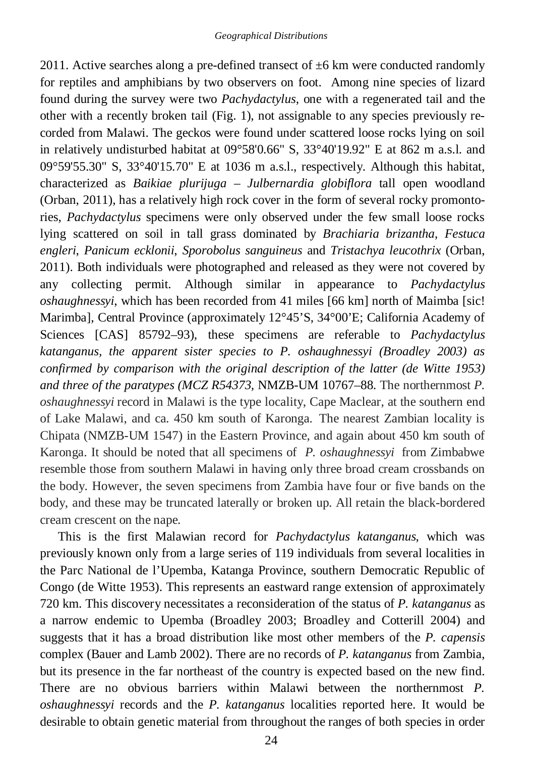2011. Active searches along a pre-defined transect of ±6 km were conducted randomly for reptiles and amphibians by two observers on foot. Among nine species of lizard found during the survey were two *Pachydactylus*, one with a regenerated tail and the other with a recently broken tail (Fig. 1), not assignable to any species previously recorded from Malawi. The geckos were found under scattered loose rocks lying on soil in relatively undisturbed habitat at 09°58'0.66" S, 33°40'19.92" E at 862 m a.s.l. and 09°59'55.30" S, 33°40'15.70" E at 1036 m a.s.l., respectively. Although this habitat, characterized as *Baikiae plurijuga – Julbernardia globiflora* tall open woodland (Orban, 2011), has a relatively high rock cover in the form of several rocky promontories, *Pachydactylus* specimens were only observed under the few small loose rocks lying scattered on soil in tall grass dominated by *Brachiaria brizantha*, *Festuca engleri*, *Panicum ecklonii*, *Sporobolus sanguineus* and *Tristachya leucothrix* (Orban, 2011). Both individuals were photographed and released as they were not covered by any collecting permit. Although similar in appearance to *Pachydactylus oshaughnessyi*, which has been recorded from 41 miles [66 km] north of Maimba [sic! Marimba], Central Province (approximately 12°45'S, 34°00'E; California Academy of Sciences [CAS] 85792–93), these specimens are referable to *Pachydactylus katanganus, the apparent sister species to P. oshaughnessyi (Broadley 2003) as confirmed by comparison with the original description of the latter (de Witte 1953) and three of the paratypes (MCZ R54373,* NMZB-UM 10767–88. The northernmost *P. oshaughnessyi* record in Malawi is the type locality, Cape Maclear, at the southern end of Lake Malawi, and ca. 450 km south of Karonga. The nearest Zambian locality is Chipata (NMZB-UM 1547) in the Eastern Province, and again about 450 km south of Karonga. It should be noted that all specimens of *P. oshaughnessyi* from Zimbabwe resemble those from southern Malawi in having only three broad cream crossbands on the body. However, the seven specimens from Zambia have four or five bands on the body, and these may be truncated laterally or broken up. All retain the black-bordered cream crescent on the nape.

This is the first Malawian record for *Pachydactylus katanganus*, which was previously known only from a large series of 119 individuals from several localities in the Parc National de l'Upemba, Katanga Province, southern Democratic Republic of Congo (de Witte 1953). This represents an eastward range extension of approximately 720 km. This discovery necessitates a reconsideration of the status of *P. katanganus* as a narrow endemic to Upemba (Broadley 2003; Broadley and Cotterill 2004) and suggests that it has a broad distribution like most other members of the *P. capensis* complex (Bauer and Lamb 2002). There are no records of *P. katanganus* from Zambia, but its presence in the far northeast of the country is expected based on the new find. There are no obvious barriers within Malawi between the northernmost *P. oshaughnessyi* records and the *P. katanganus* localities reported here. It would be desirable to obtain genetic material from throughout the ranges of both species in order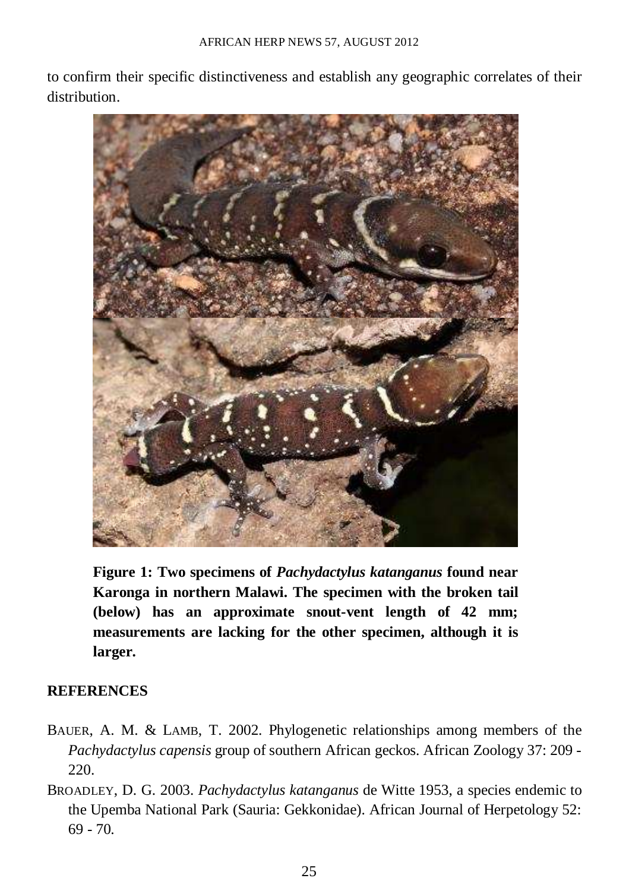to confirm their specific distinctiveness and establish any geographic correlates of their distribution.

**Figure 1: Two specimens of *Pachydactylus katanganus* found near Karonga in northern Malawi. The specimen with the broken tail (below) has an approximate snout-vent length of 42 mm; measurements are lacking for the other specimen, although it is larger.**

## REFERENCES

BAUER, A. M. & LAMB, T. 2002. Phylogenetic relationships among members of the *Pachydactylus capensis* group of southern African geckos. African Zoology 37: 209 - 220.

BROADLEY, D. G. 2003. *Pachydactylus katanganus* de Witte 1953, a species endemic to the Upemba National Park (Sauria: Gekkonidae). African Journal of Herpetology 52: 69 - 70.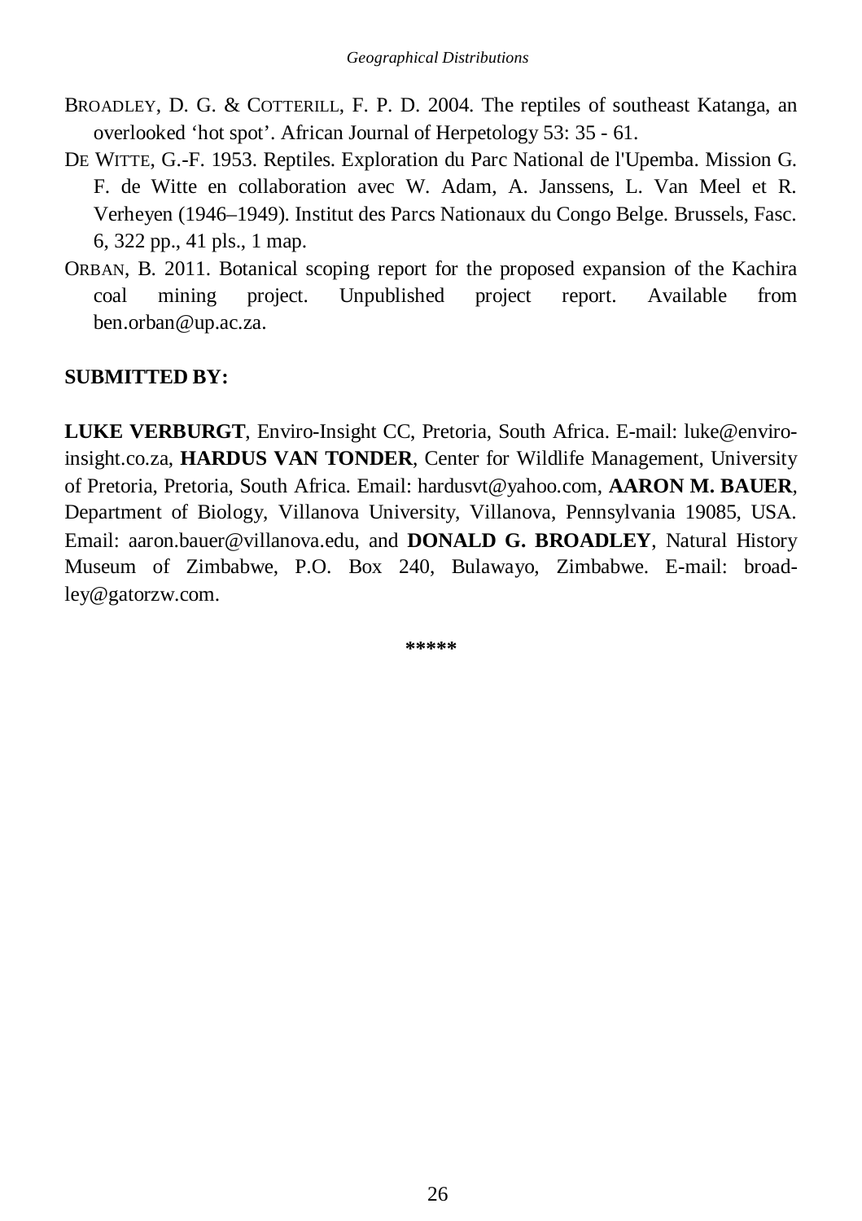BROADLEY, D. G. & COTTERILL, F. P. D. 2004. The reptiles of southeast Katanga, an overlooked 'hot spot'. African Journal of Herpetology 53: 35 - 61.

DE WITTE, G.-F. 1953. Reptiles. Exploration du Parc National de l'Upemba. Mission G. F. de Witte en collaboration avec W. Adam, A. Janssens, L. Van Meel et R. Verheyen (1946–1949). Institut des Parcs Nationaux du Congo Belge. Brussels, Fasc. 6, 322 pp., 41 pls., 1 map.

ORBAN, B. 2011. Botanical scoping report for the proposed expansion of the Kachira coal mining project. Unpublished project report. Available from ben.orban@up.ac.za.

**SUBMITTED BY:**

**LUKE VERBURGT**, Enviro-Insight CC, Pretoria, South Africa. E-mail: luke@enviro-insight.co.za, **HARDUS VAN TONDER**, Center for Wildlife Management, University of Pretoria, Pretoria, South Africa. Email: hardusvt@yahoo.com, **AARON M. BAUER**, Department of Biology, Villanova University, Villanova, Pennsylvania 19085, USA. Email: aaron.bauer@villanova.edu, and **DONALD G. BROADLEY**, Natural History Museum of Zimbabwe, P.O. Box 240, Bulawayo, Zimbabwe. E-mail: broadley@gatorzw.com.

*****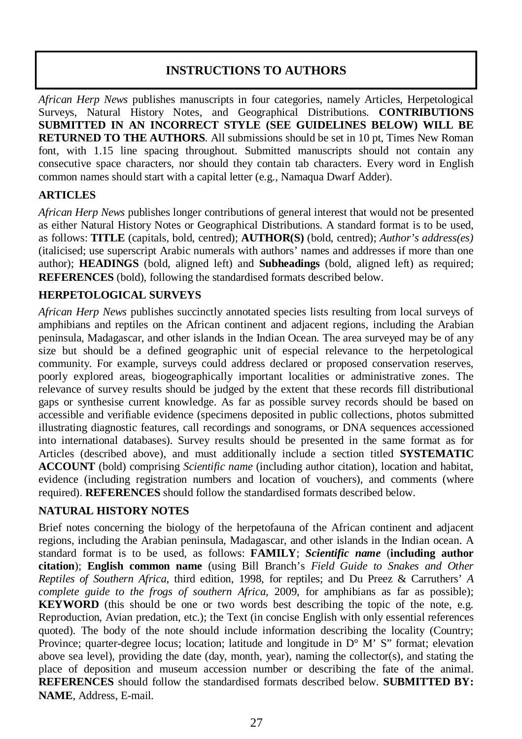# INSTRUCTIONS TO AUTHORS

*African Herp News* publishes manuscripts in four categories, namely Articles, Herpetological Surveys, Natural History Notes, and Geographical Distributions. **CONTRIBUTIONS SUBMITTED IN AN INCORRECT STYLE (SEE GUIDELINES BELOW) WILL BE RETURNED TO THE AUTHORS**. All submissions should be set in 10 pt, Times New Roman font, with 1.15 line spacing throughout. Submitted manuscripts should not contain any consecutive space characters, nor should they contain tab characters. Every word in English common names should start with a capital letter (e.g., Namaqua Dwarf Adder).

## ARTICLES

*African Herp News* publishes longer contributions of general interest that would not be presented as either Natural History Notes or Geographical Distributions. A standard format is to be used, as follows: **TITLE** (capitals, bold, centred); **AUTHOR(S)** (bold, centred); *Author's address(es)* (italicised; use superscript Arabic numerals with authors' names and addresses if more than one author); **HEADINGS** (bold, aligned left) and **Subheadings** (bold, aligned left) as required; **REFERENCES** (bold), following the standardised formats described below.

## HERPETOLOGICAL SURVEYS

*African Herp News* publishes succinctly annotated species lists resulting from local surveys of amphibians and reptiles on the African continent and adjacent regions, including the Arabian peninsula, Madagascar, and other islands in the Indian Ocean. The area surveyed may be of any size but should be a defined geographic unit of especial relevance to the herpetological community. For example, surveys could address declared or proposed conservation reserves, poorly explored areas, biogeographically important localities or administrative zones. The relevance of survey results should be judged by the extent that these records fill distributional gaps or synthesise current knowledge. As far as possible survey records should be based on accessible and verifiable evidence (specimens deposited in public collections, photos submitted illustrating diagnostic features, call recordings and sonograms, or DNA sequences accessioned into international databases). Survey results should be presented in the same format as for Articles (described above), and must additionally include a section titled **SYSTEMATIC ACCOUNT** (bold) comprising *Scientific name* (including author citation), location and habitat, evidence (including registration numbers and location of vouchers), and comments (where required). **REFERENCES** should follow the standardised formats described below.

## NATURAL HISTORY NOTES

Brief notes concerning the biology of the herpetofauna of the African continent and adjacent regions, including the Arabian peninsula, Madagascar, and other islands in the Indian ocean. A standard format is to be used, as follows: **FAMILY**; ***Scientific name*** (**including author citation**); **English common name** (using Bill Branch's *Field Guide to Snakes and Other Reptiles of Southern Africa*, third edition, 1998, for reptiles; and Du Preez & Carruthers' *A complete guide to the frogs of southern Africa*, 2009, for amphibians as far as possible); **KEYWORD** (this should be one or two words best describing the topic of the note, e.g. Reproduction, Avian predation, etc.); the Text (in concise English with only essential references quoted). The body of the note should include information describing the locality (Country; Province; quarter-degree locus; location; latitude and longitude in D° M' S" format; elevation above sea level), providing the date (day, month, year), naming the collector(s), and stating the place of deposition and museum accession number or describing the fate of the animal. **REFERENCES** should follow the standardised formats described below. **SUBMITTED BY: NAME**, Address, E-mail.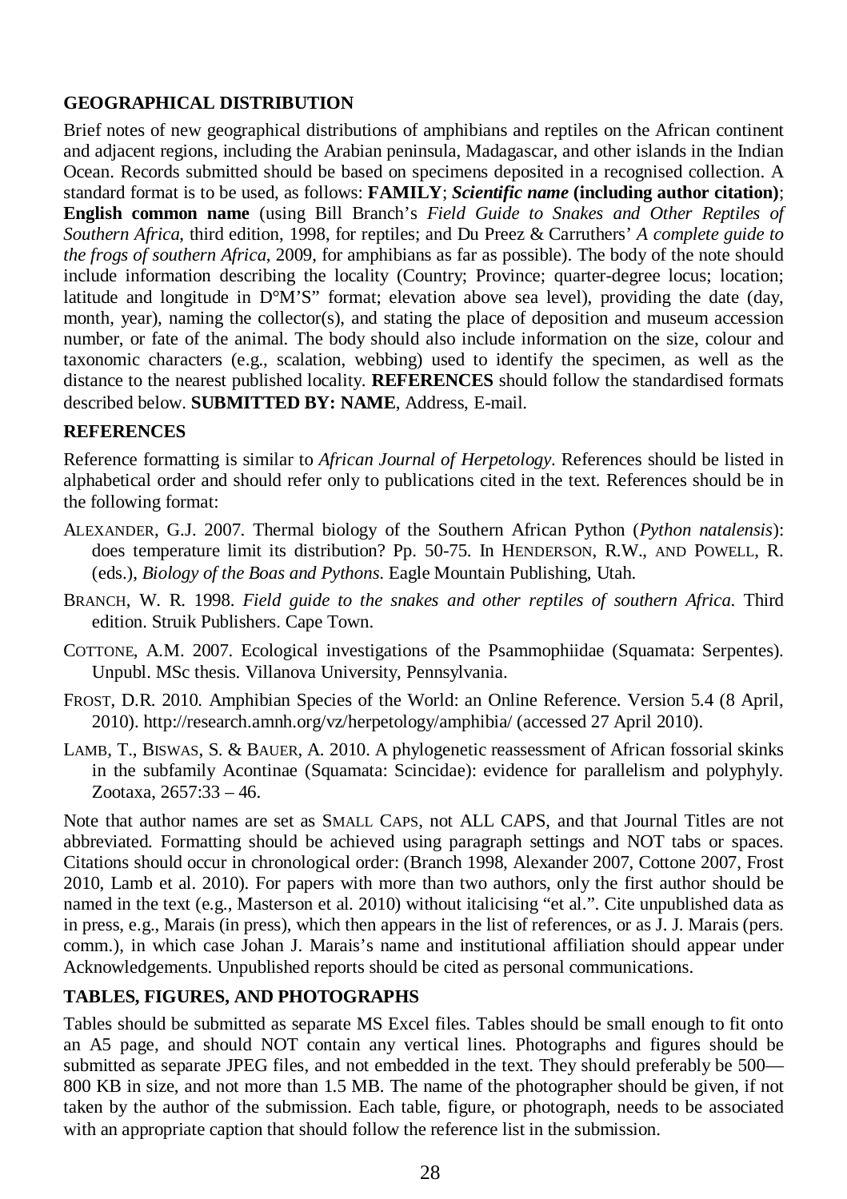## GEOGRAPHICAL DISTRIBUTION

Brief notes of new geographical distributions of amphibians and reptiles on the African continent and adjacent regions, including the Arabian peninsula, Madagascar, and other islands in the Indian Ocean. Records submitted should be based on specimens deposited in a recognised collection. A standard format is to be used, as follows: **FAMILY**; ***Scientific name*** **(including author citation)**; **English common name** (using Bill Branch's *Field Guide to Snakes and Other Reptiles of Southern Africa*, third edition, 1998, for reptiles; and Du Preez & Carruthers' *A complete guide to the frogs of southern Africa*, 2009, for amphibians as far as possible). The body of the note should include information describing the locality (Country; Province; quarter-degree locus; location; latitude and longitude in D°M'S" format; elevation above sea level), providing the date (day, month, year), naming the collector(s), and stating the place of deposition and museum accession number, or fate of the animal. The body should also include information on the size, colour and taxonomic characters (e.g., scalation, webbing) used to identify the specimen, as well as the distance to the nearest published locality. **REFERENCES** should follow the standardised formats described below. **SUBMITTED BY: NAME**, Address, E-mail.

## REFERENCES

Reference formatting is similar to *African Journal of Herpetology*. References should be listed in alphabetical order and should refer only to publications cited in the text. References should be in the following format:

ALEXANDER, G.J. 2007. Thermal biology of the Southern African Python (*Python natalensis*): does temperature limit its distribution? Pp. 50-75. In HENDERSON, R.W., AND POWELL, R. (eds.), *Biology of the Boas and Pythons*. Eagle Mountain Publishing, Utah.

BRANCH, W. R. 1998. *Field guide to the snakes and other reptiles of southern Africa*. Third edition. Struik Publishers. Cape Town.

COTTONE, A.M. 2007. Ecological investigations of the Psammophiidae (Squamata: Serpentes). Unpubl. MSc thesis. Villanova University, Pennsylvania.

FROST, D.R. 2010. Amphibian Species of the World: an Online Reference. Version 5.4 (8 April, 2010). http://research.amnh.org/vz/herpetology/amphibia/ (accessed 27 April 2010).

LAMB, T., BISWAS, S. & BAUER, A. 2010. A phylogenetic reassessment of African fossorial skinks in the subfamily Acontinae (Squamata: Scincidae): evidence for parallelism and polyphyly. Zootaxa, 2657:33 – 46.

Note that author names are set as SMALL CAPS, not ALL CAPS, and that Journal Titles are not abbreviated. Formatting should be achieved using paragraph settings and NOT tabs or spaces. Citations should occur in chronological order: (Branch 1998, Alexander 2007, Cottone 2007, Frost 2010, Lamb et al. 2010). For papers with more than two authors, only the first author should be named in the text (e.g., Masterson et al. 2010) without italicising "et al.". Cite unpublished data as in press, e.g., Marais (in press), which then appears in the list of references, or as J. J. Marais (pers. comm.), in which case Johan J. Marais's name and institutional affiliation should appear under Acknowledgements. Unpublished reports should be cited as personal communications.

## TABLES, FIGURES, AND PHOTOGRAPHS

Tables should be submitted as separate MS Excel files. Tables should be small enough to fit onto an A5 page, and should NOT contain any vertical lines. Photographs and figures should be submitted as separate JPEG files, and not embedded in the text. They should preferably be 500—800 KB in size, and not more than 1.5 MB. The name of the photographer should be given, if not taken by the author of the submission. Each table, figure, or photograph, needs to be associated with an appropriate caption that should follow the reference list in the submission.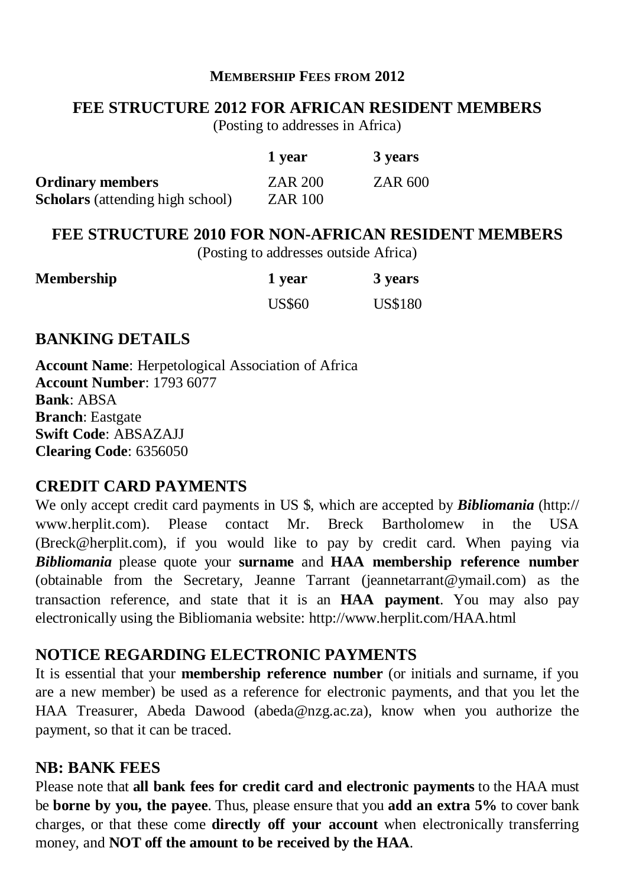## MEMBERSHIP FEES FROM 2012

### FEE STRUCTURE 2012 FOR AFRICAN RESIDENT MEMBERS

(Posting to addresses in Africa)

| | 1 year | 3 years |
|---|---|---|
| **Ordinary members** | ZAR 200 | ZAR 600 |
| **Scholars** (attending high school) | ZAR 100 | |

### FEE STRUCTURE 2010 FOR NON-AFRICAN RESIDENT MEMBERS

(Posting to addresses outside Africa)

| Membership | 1 year | 3 years |
|---|---|---|
| | US$60 | US$180 |

## BANKING DETAILS

**Account Name**: Herpetological Association of Africa
**Account Number**: 1793 6077
**Bank**: ABSA
**Branch**: Eastgate
**Swift Code**: ABSAZAJJ
**Clearing Code**: 6356050

## CREDIT CARD PAYMENTS

We only accept credit card payments in US $, which are accepted by ***Bibliomania*** (http://www.herplit.com). Please contact Mr. Breck Bartholomew in the USA (Breck@herplit.com), if you would like to pay by credit card. When paying via ***Bibliomania*** please quote your **surname** and **HAA membership reference number** (obtainable from the Secretary, Jeanne Tarrant (jeannetarrant@ymail.com) as the transaction reference, and state that it is an **HAA payment**. You may also pay electronically using the Bibliomania website: http://www.herplit.com/HAA.html

## NOTICE REGARDING ELECTRONIC PAYMENTS

It is essential that your **membership reference number** (or initials and surname, if you are a new member) be used as a reference for electronic payments, and that you let the HAA Treasurer, Abeda Dawood (abeda@nzg.ac.za), know when you authorize the payment, so that it can be traced.

## NB: BANK FEES

Please note that **all bank fees for credit card and electronic payments** to the HAA must be **borne by you, the payee**. Thus, please ensure that you **add an extra 5%** to cover bank charges, or that these come **directly off your account** when electronically transferring money, and **NOT off the amount to be received by the HAA**.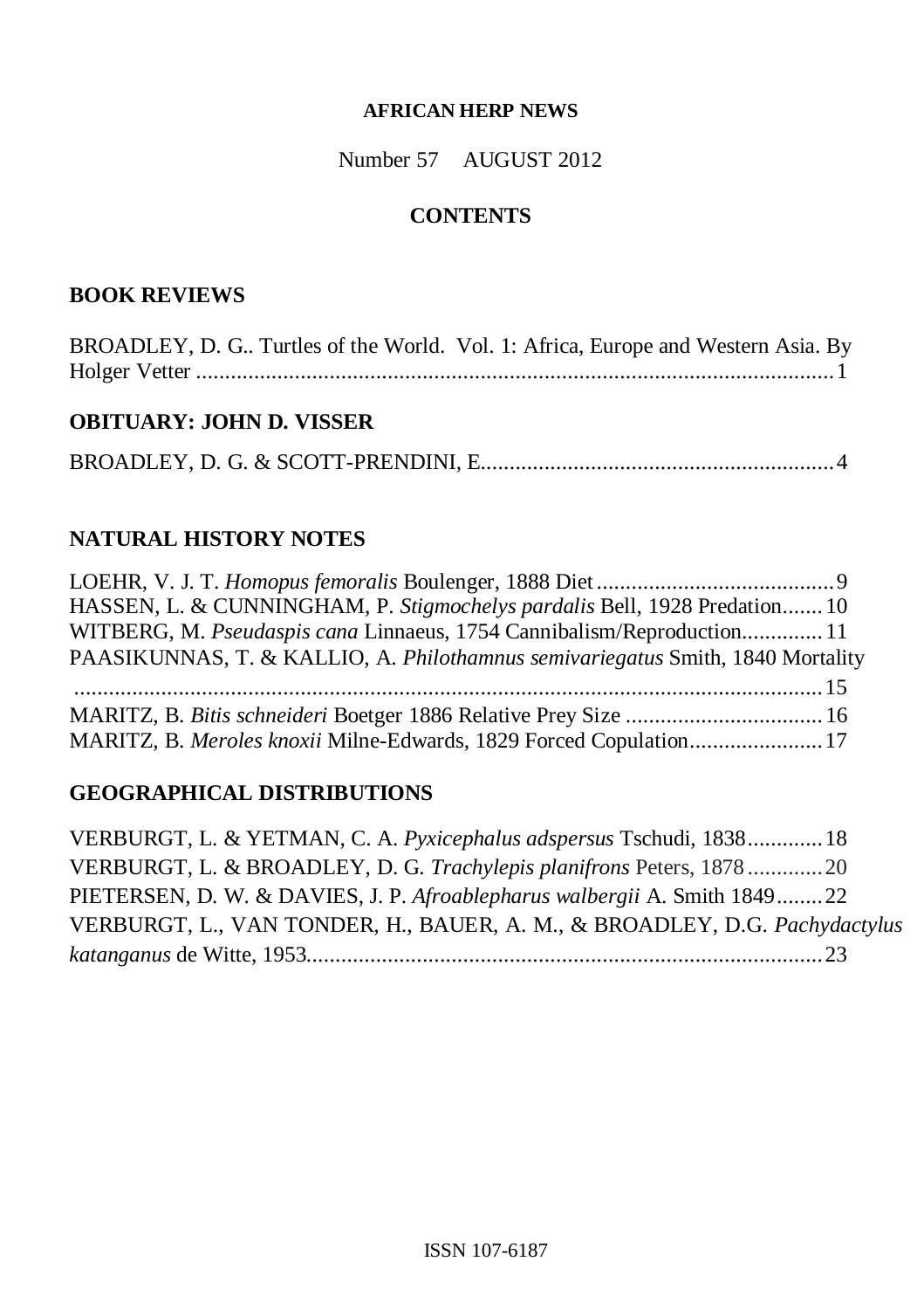**AFRICAN HERP NEWS**

Number 57 AUGUST 2012

**CONTENTS**

## BOOK REVIEWS

BROADLEY, D. G.. Turtles of the World. Vol. 1: Africa, Europe and Western Asia. By Holger Vetter ............................................................................................................ 1

## OBITUARY: JOHN D. VISSER

BROADLEY, D. G. & SCOTT-PRENDINI, E. ............................................................ 4

## NATURAL HISTORY NOTES

LOEHR, V. J. T. *Homopus femoralis* Boulenger, 1888 Diet ......................................... 9
HASSEN, L. & CUNNINGHAM, P. *Stigmochelys pardalis* Bell, 1928 Predation....... 10
WITBERG, M. *Pseudaspis cana* Linnaeus, 1754 Cannibalism/Reproduction.............. 11
PAASIKUNNAS, T. & KALLIO, A. *Philothamnus semivariegatus* Smith, 1840 Mortality ............................................................................................................ 15
MARITZ, B. *Bitis schneideri* Boetger 1886 Relative Prey Size .................................. 16
MARITZ, B. *Meroles knoxii* Milne-Edwards, 1829 Forced Copulation....................... 17

## GEOGRAPHICAL DISTRIBUTIONS

VERBURGT, L. & YETMAN, C. A. *Pyxicephalus adspersus* Tschudi, 1838............. 18
VERBURGT, L. & BROADLEY, D. G. *Trachylepis planifrons* Peters, 1878............. 20
PIETERSEN, D. W. & DAVIES, J. P. *Afroablepharus walbergii* A. Smith 1849........ 22
VERBURGT, L., VAN TONDER, H., BAUER, A. M., & BROADLEY, D.G. *Pachydactylus katanganus* de Witte, 1953.......................................................................................... 23

ISSN 107-6187